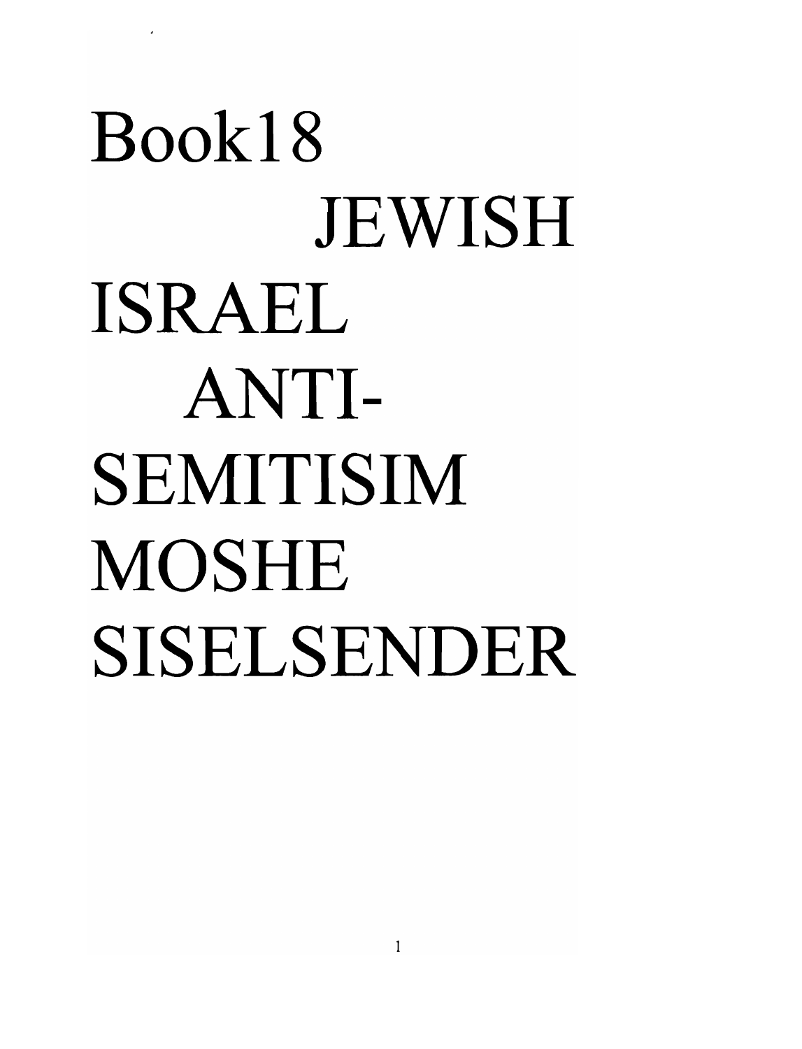# Book18

# JEWISH ISRAEL ANTI-SEMITISIM

# MOSHE SISELSENDER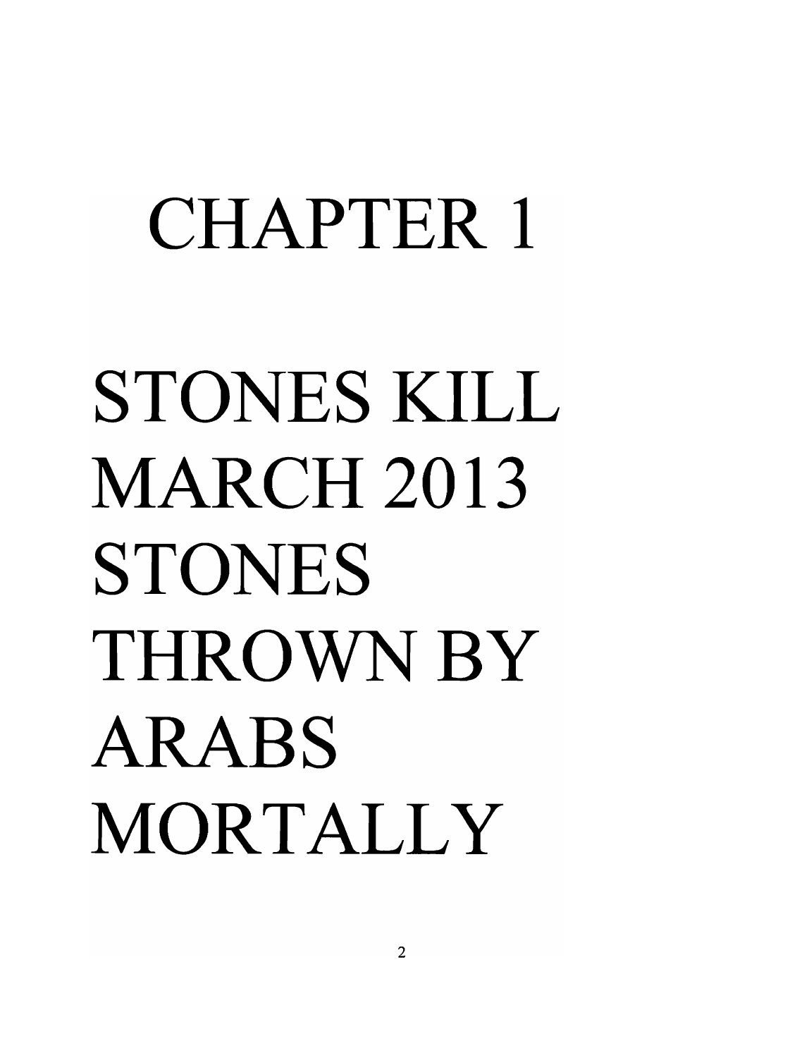# CHAPTER 1

# STONES KILL MARCH 2013 STONES THROWN BY ARABS MORTALLY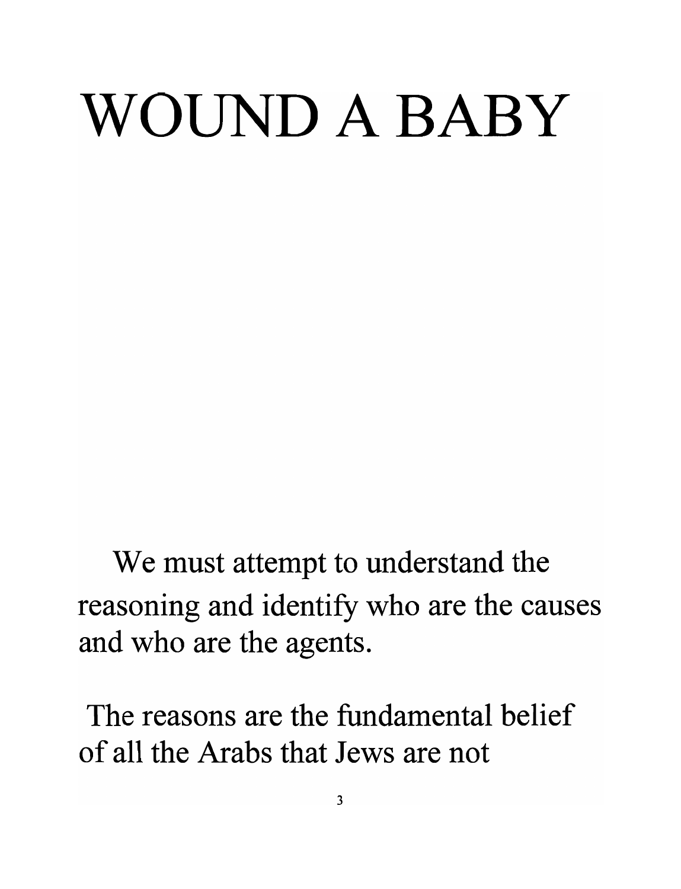# WOUND A BABY

We must attempt to understand the reasoning and identify who are the causes and who are the agents.

The reasons are the fundamental belief of all the Arabs that Jews are not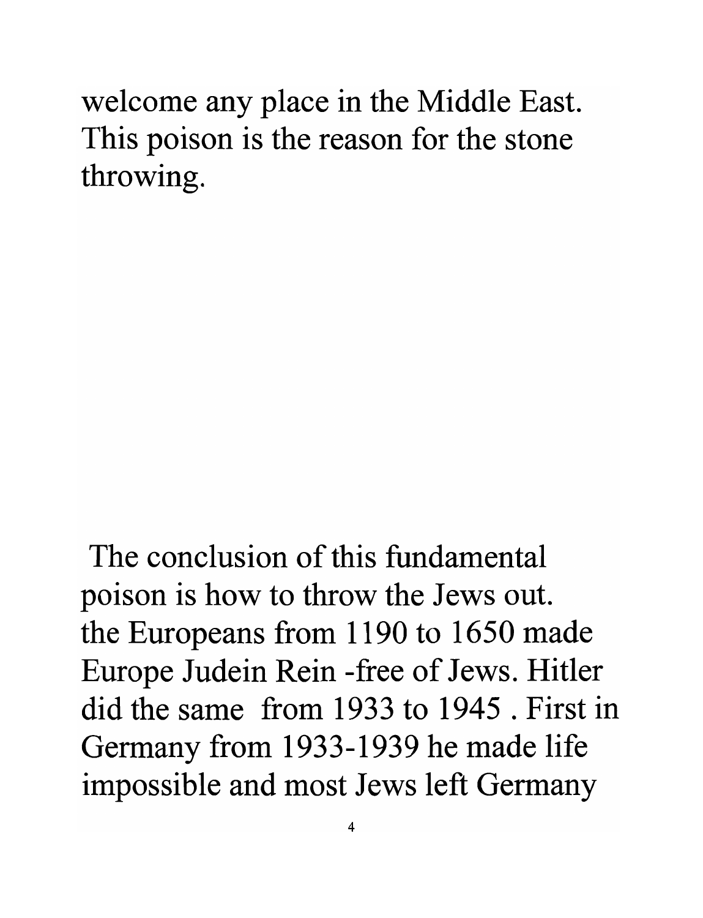welcome any place in the Middle East. This poison is the reason for the stone throwing.

The conclusion of this fundamental poison is how to throw the Jews out. the Europeans from 1190 to 1650 made Europe Judein Rein -free of Jews. Hitler did the same from 1933 to 1945 . First in Germany from 1933-1939 he made life impossible and most Jews left Germany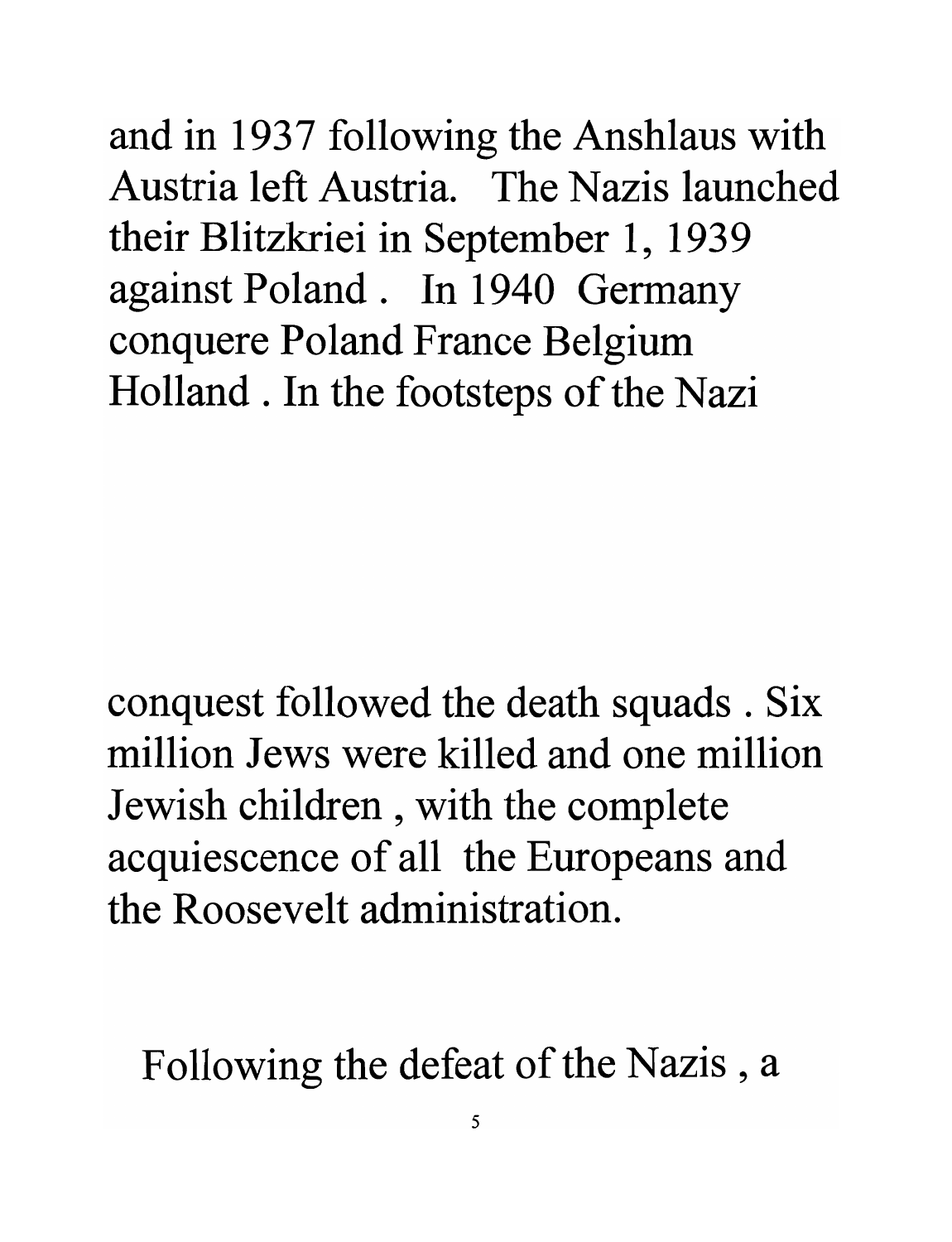and in 1937 following the Anshlaus with Austria left Austria. The Nazis launched their Blitzkriei in September 1, 1939 against Poland . In 1940 Germany conquere Poland France Belgium Holland . In the footsteps of the Nazi

conquest followed the death squads . Six million Jews were killed and one million Jewish children , with the complete acquiescence of all the Europeans and the Roosevelt administration.

Following the defeat of the Nazis , a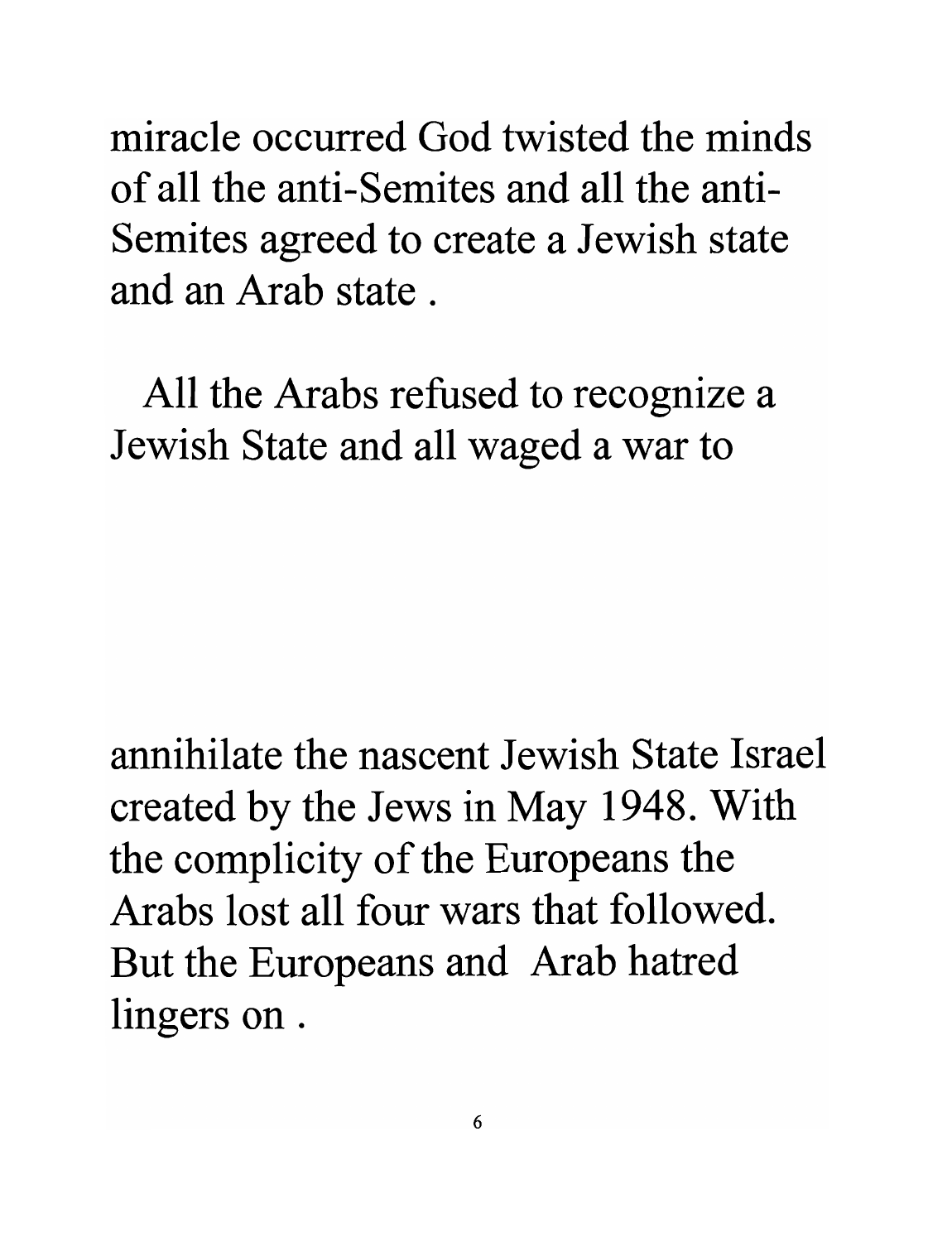miracle occurred God twisted the minds of all the anti-Semites and all the anti-Semites agreed to create a Jewish state and an Arab state .

All the Arabs refused to recognize a Jewish State and all waged a war to annihilate the nascent Jewish State Israel created by the Jews in May 1948. With the complicity of the Europeans the Arabs lost all four wars that followed. But the Europeans and Arab hatred lingers on .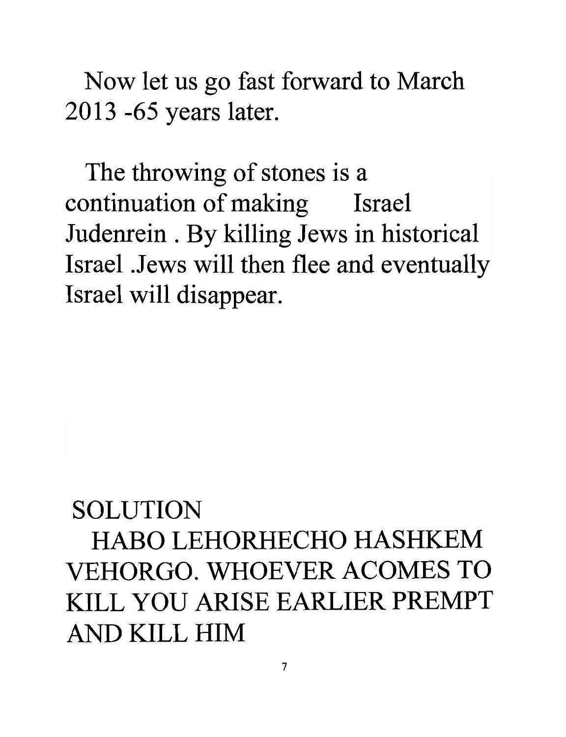Now let us go fast forward to March 2013 -65 years later.

The throwing of stones is a continuation of making Israel Judenrein . By killing Jews in historical Israel .Jews will then flee and eventually Israel will disappear.

SOLUTION

HABO LEHORHECHO HASHKEM VEHORGO. WHOEVER ACOMES TO KILL YOU ARISE EARLIER PREMPT AND KILL HIM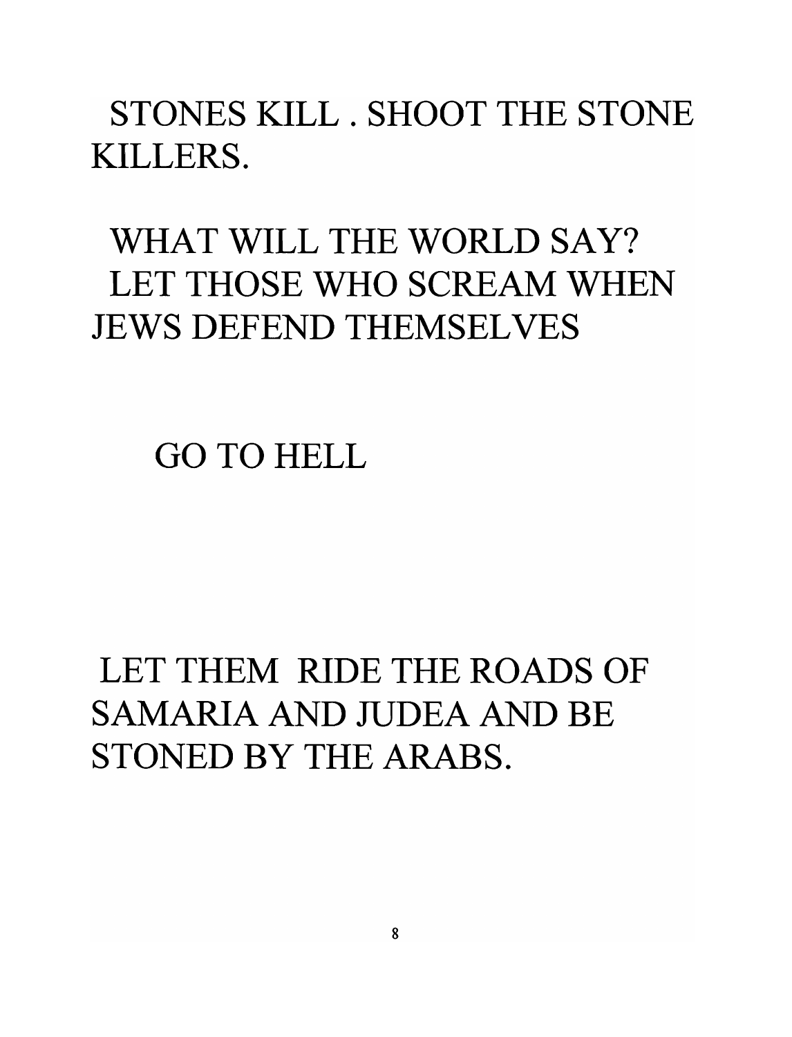STONES KILL . SHOOT THE STONE KILLERS.

WHAT WILL THE WORLD SAY? LET THOSE WHO SCREAM WHEN JEWS DEFEND THEMSELVES

GO TO HELL

LET THEM RIDE THE ROADS OF SAMARIA AND JUDEA AND BE STONED BY THE ARABS.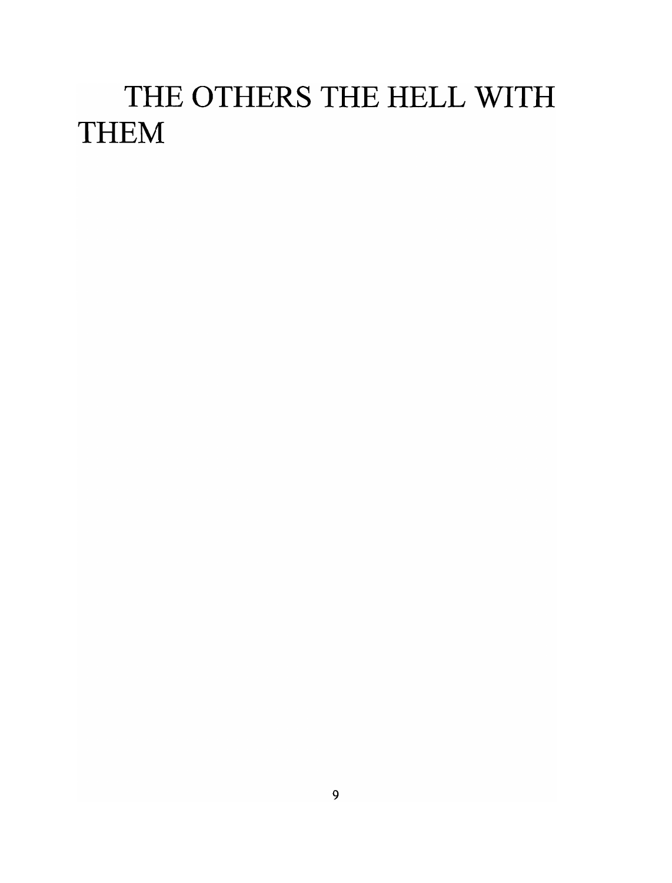# THE OTHERS THE HELL WITH THEM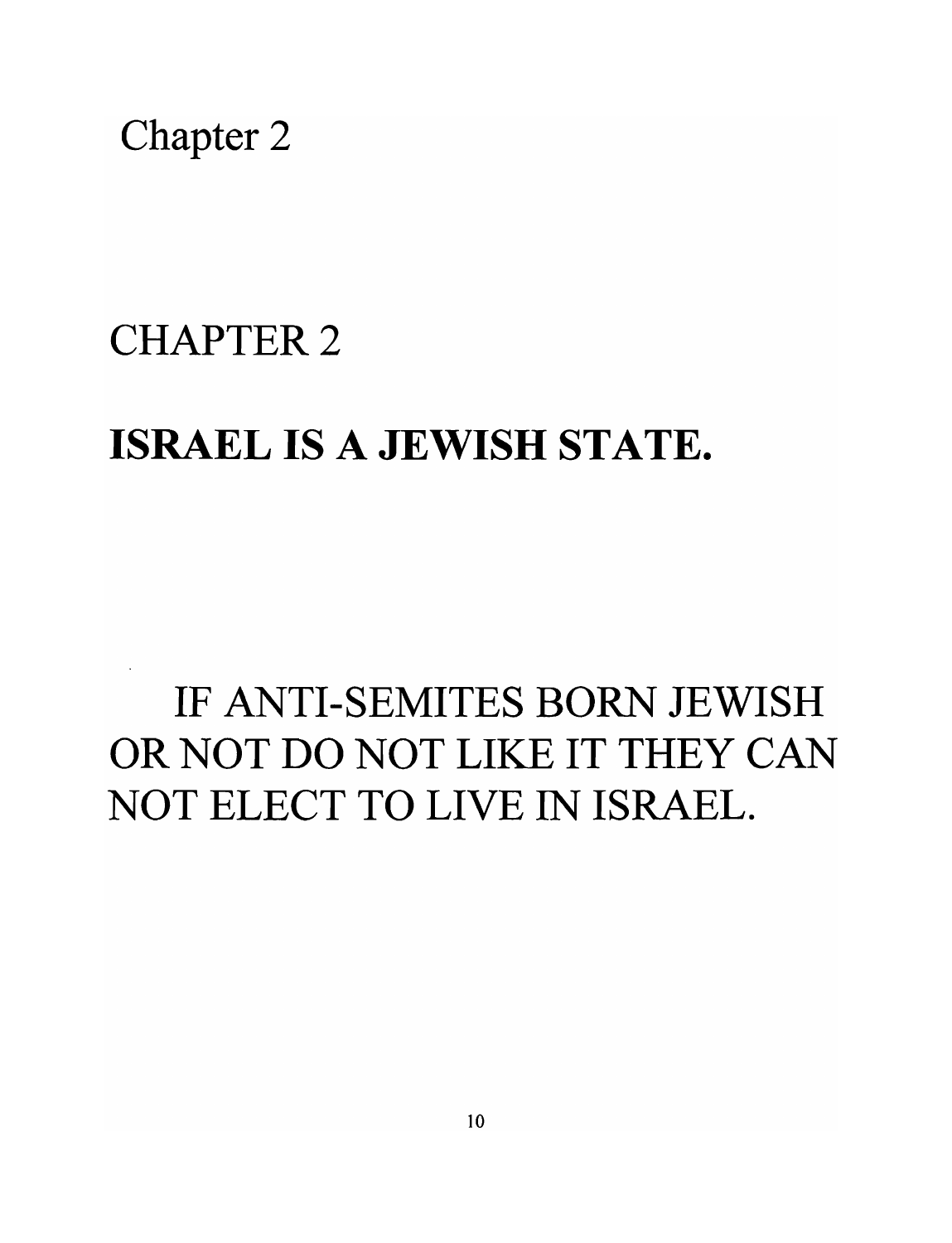Chapter 2

# CHAPTER 2

## **ISRAEL IS A JEWISH STATE.**

IF ANTI-SEMITES BORN JEWISH OR NOT DO NOT LIKE IT THEY CAN NOT ELECT TO LIVE IN ISRAEL.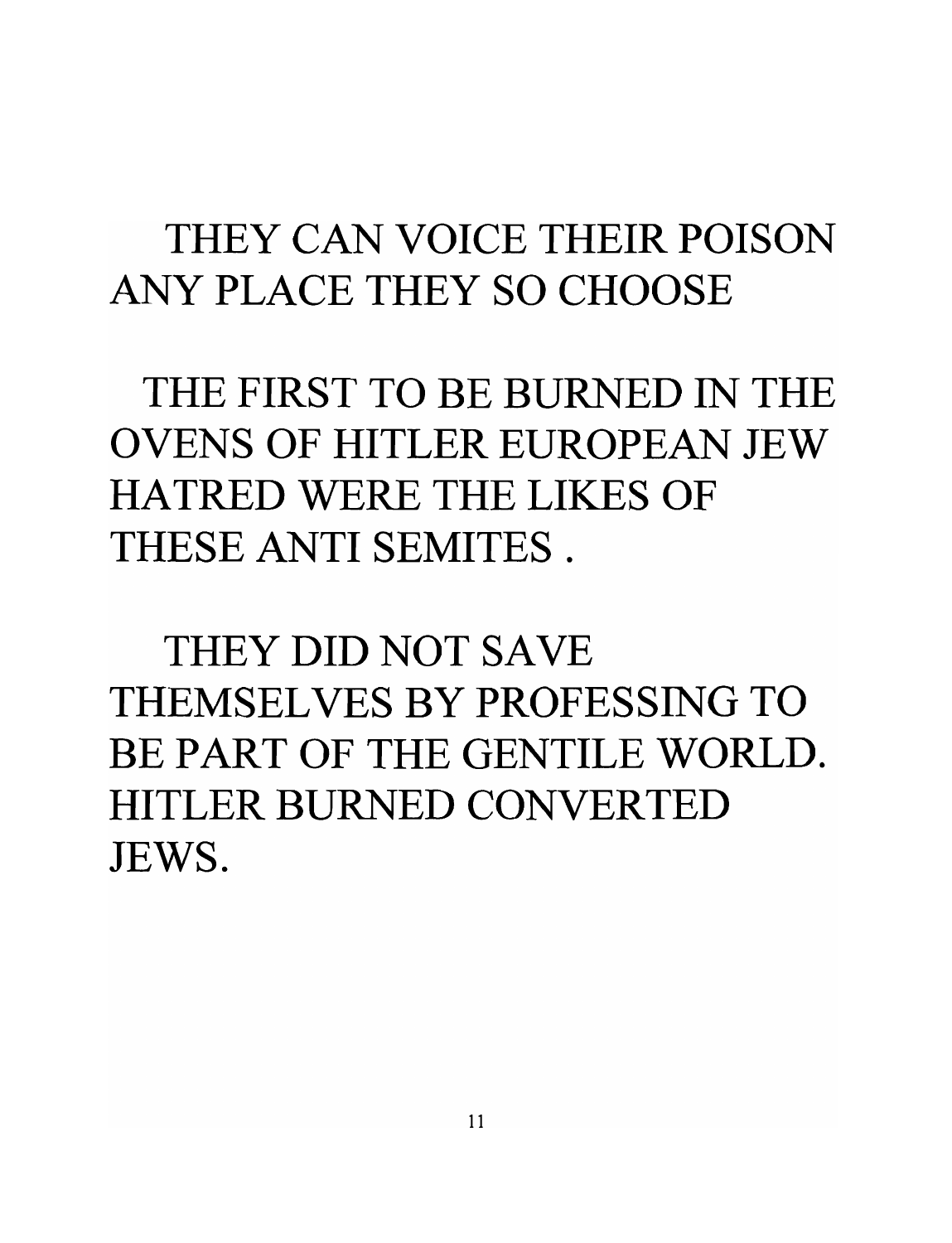THEY CAN VOICE THEIR POISON ANY PLACE THEY SO CHOOSE

THE FIRST TO BE BURNED IN THE OVENS OF HITLER EUROPEAN JEW HATRED WERE THE LIKES OF THESE ANTI SEMITES .

THEY DID NOT SAVE THEMSELVES BY PROFESSING TO BE PART OF THE GENTILE WORLD. HITLER BURNED CONVERTED JEWS.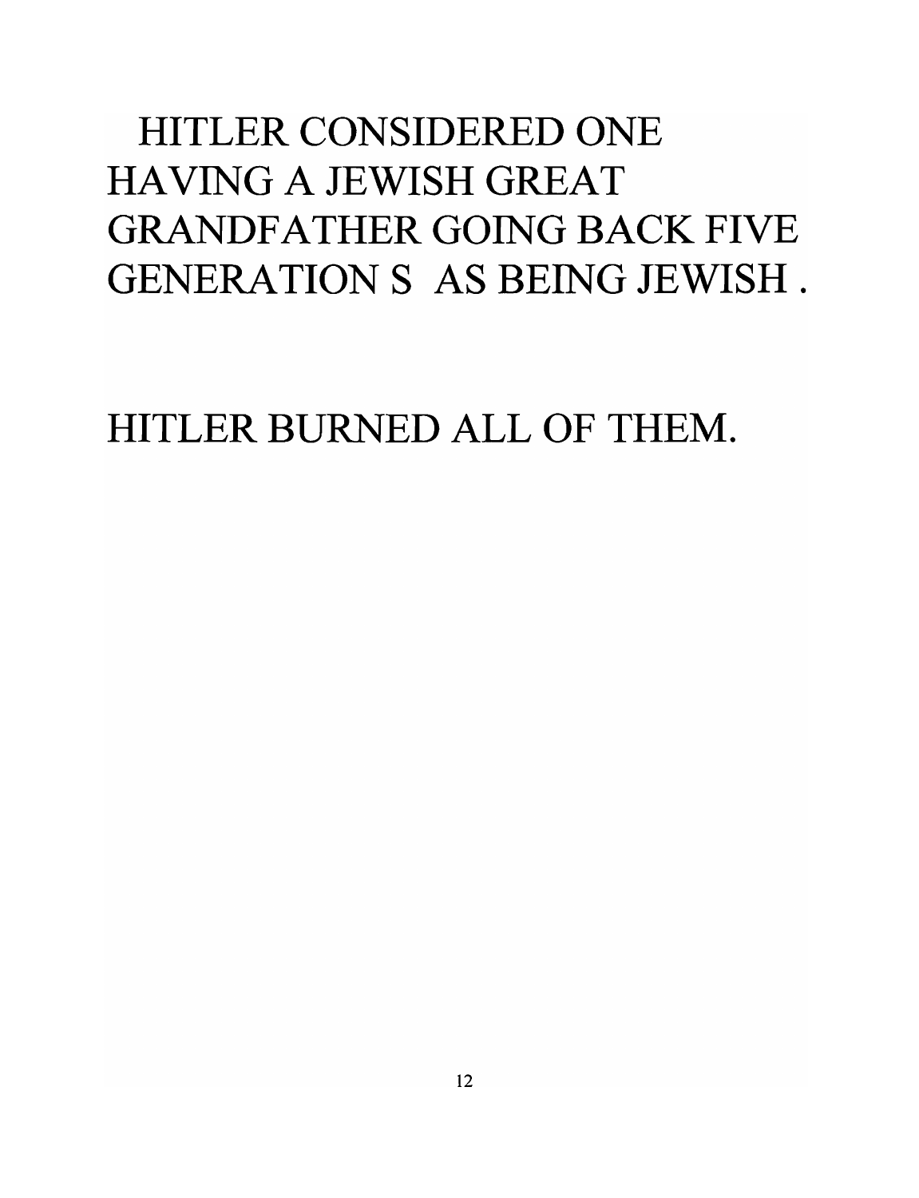HITLER CONSIDERED ONE HAVING A JEWISH GREAT GRANDFATHER GOING BACK FIVE GENERATION S AS BEING JEWISH .

HITLER BURNED ALL OF THEM.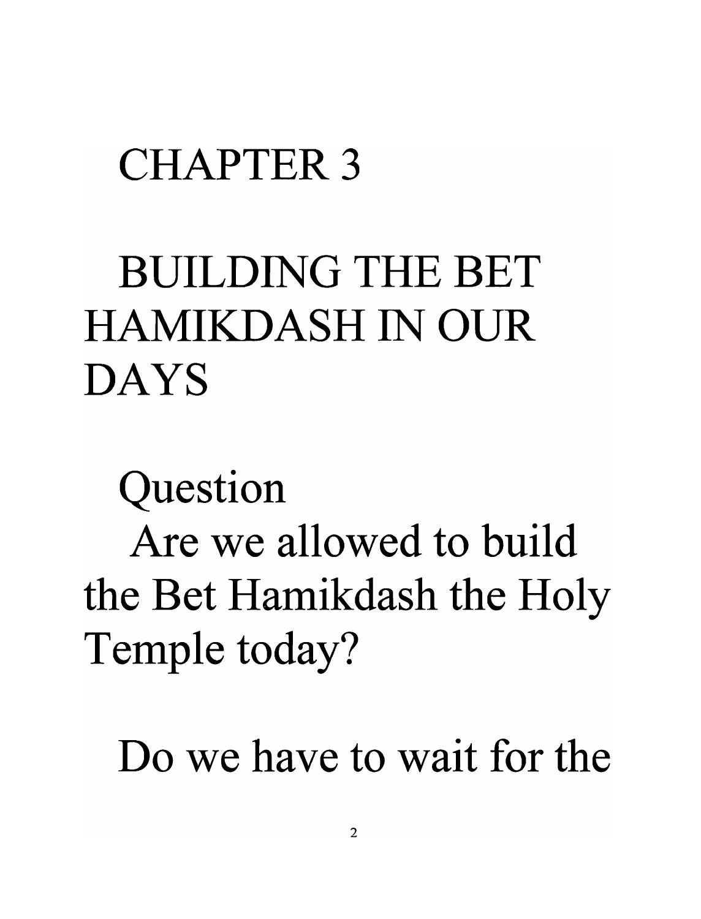# CHAPTER 3

# BUILDING THE BET HAMIKDASH IN OUR DAYS

## Question

Are we allowed to build the Bet Hamikdash the Holy Temple today?

Do we have to wait for the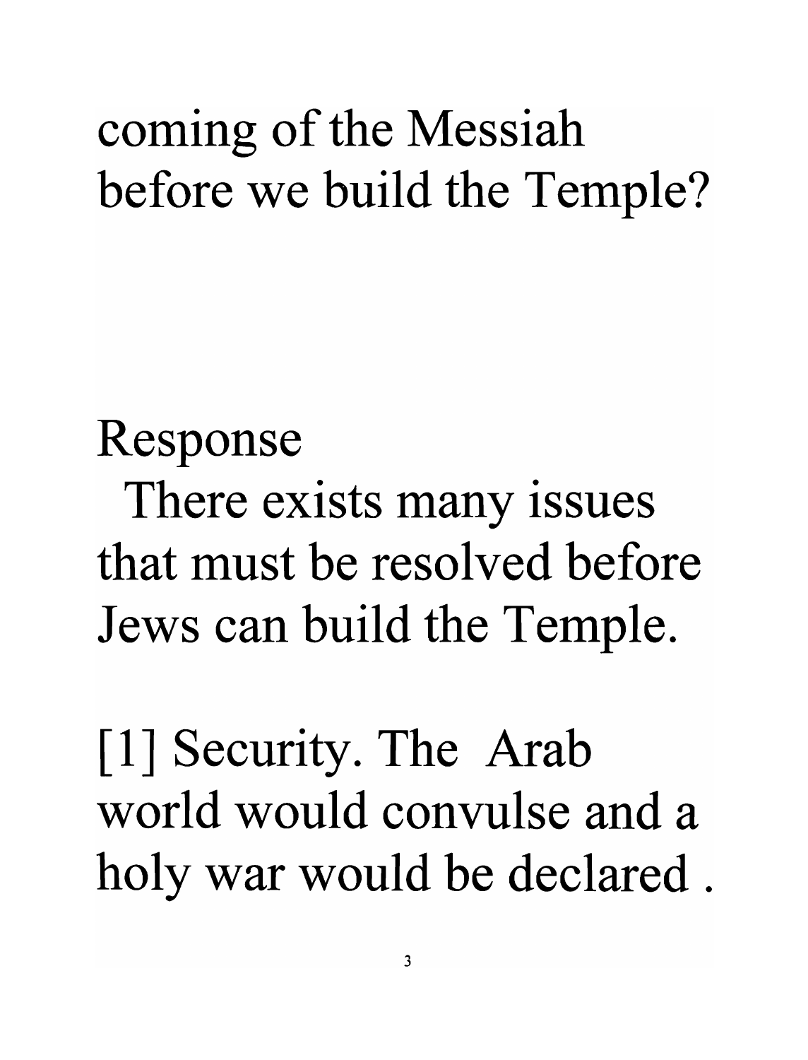coming of the Messiah before we build the Temple?

Response

There exists many issues that must be resolved before Jews can build the Temple.

[1] Security. The Arab world would convulse and a holy war would be declared .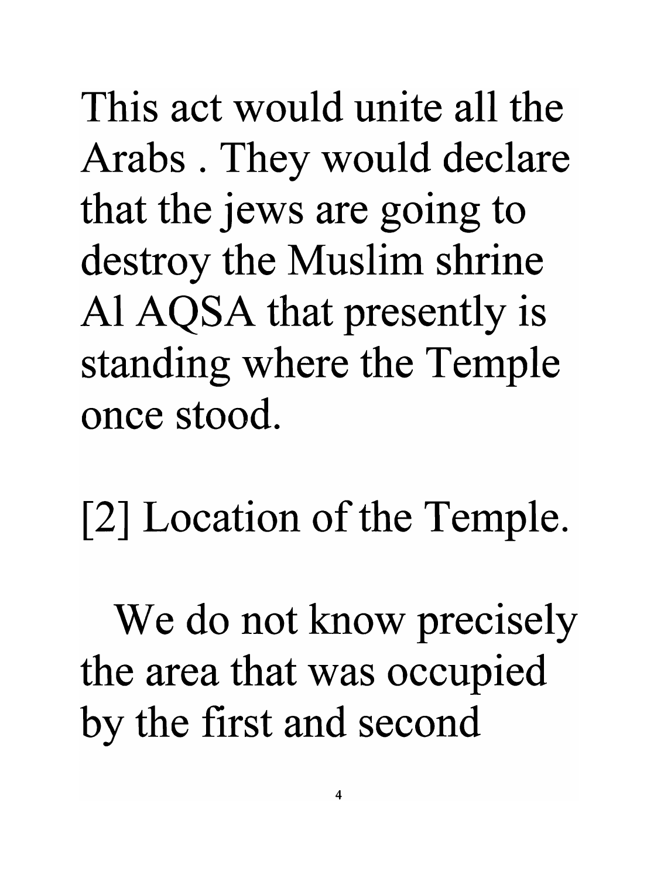This act would unite all the Arabs . They would declare that the jews are going to destroy the Muslim shrine Al AQSA that presently is standing where the Temple once stood.

[2] Location of the Temple.

We do not know precisely the area that was occupied by the first and second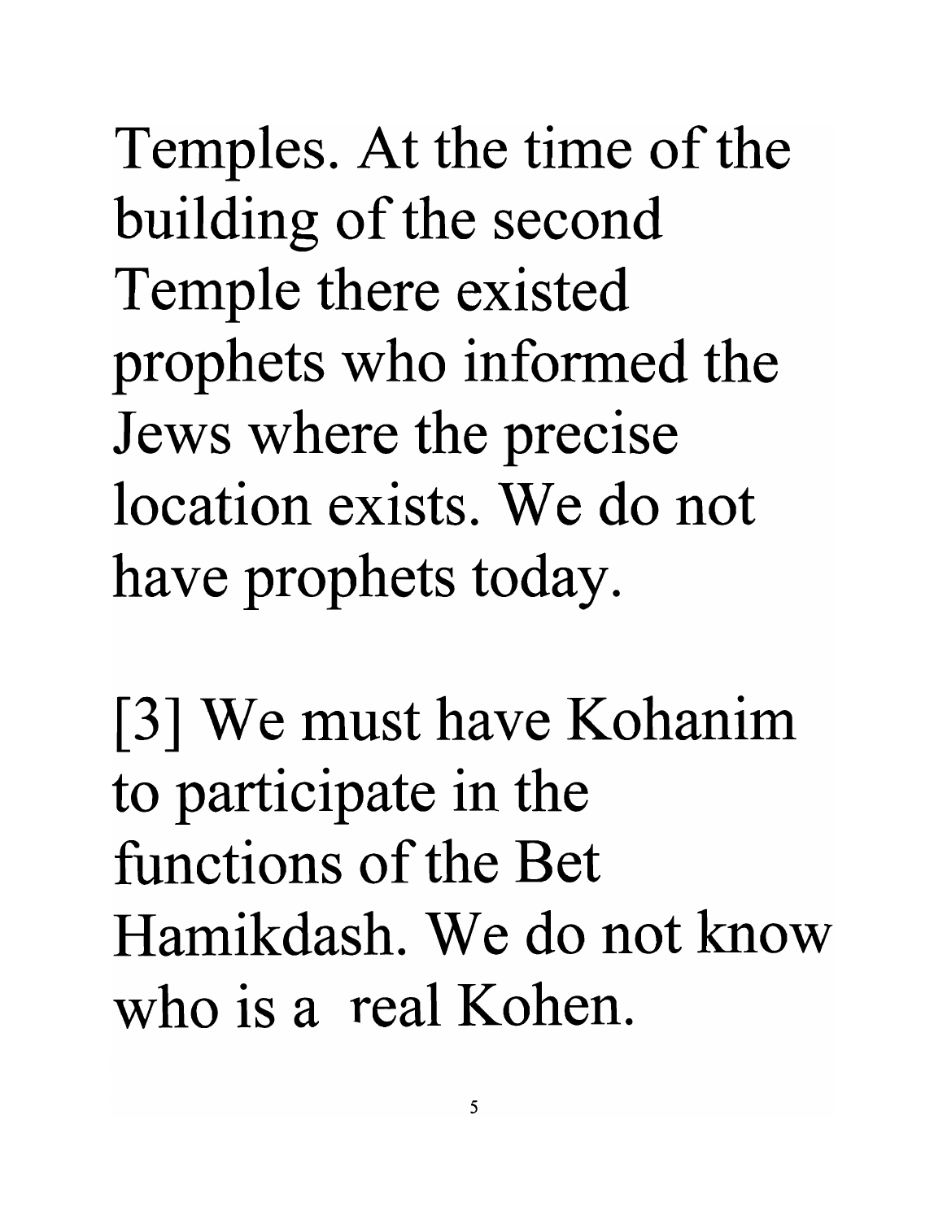Temples. At the time of the building of the second Temple there existed prophets who informed the Jews where the precise location exists. We do not have prophets today.

[3] We must have Kohanim to participate in the functions of the Bet Hamikdash. We do not know who is a real Kohen.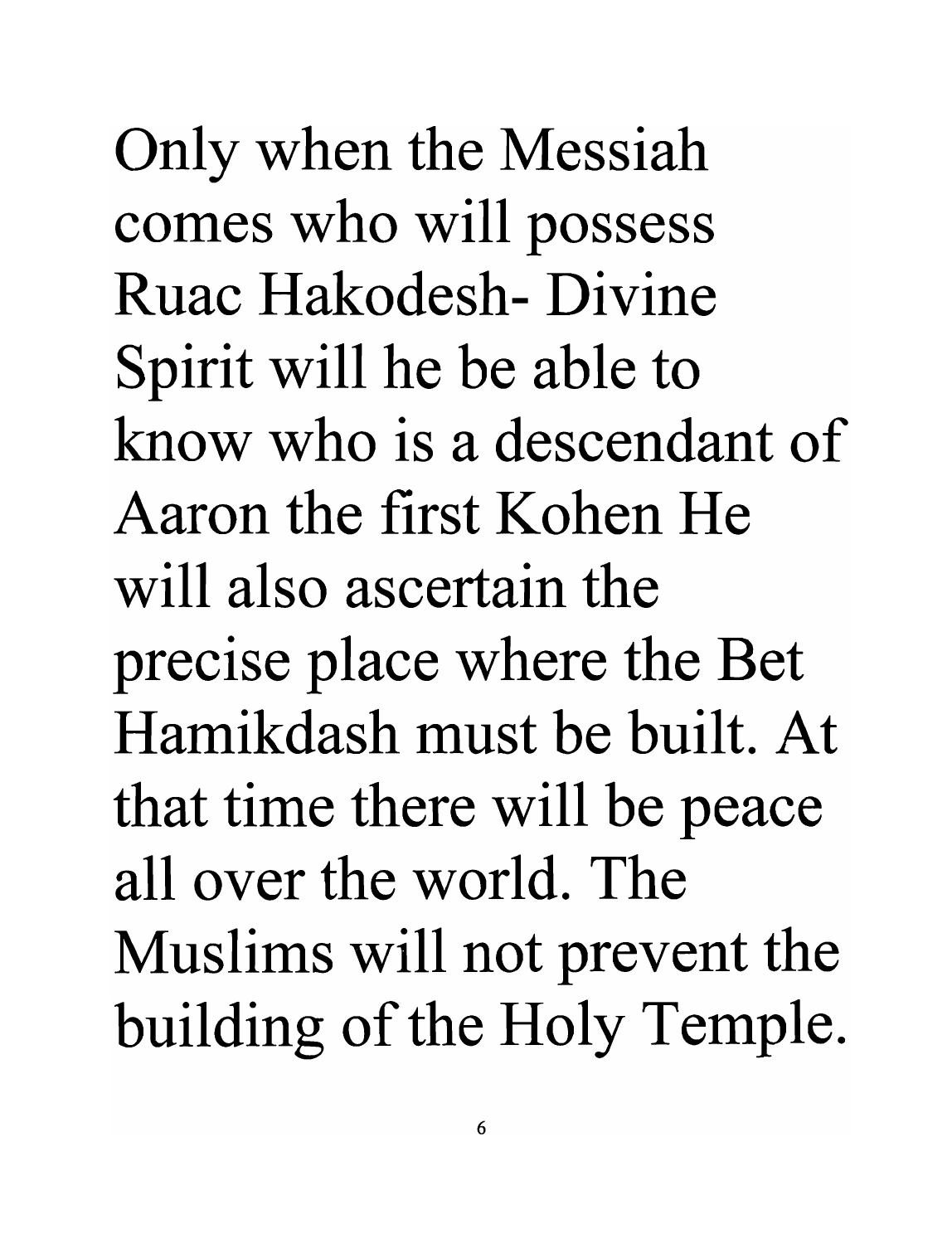Only when the Messiah comes who will possess Ruac Hakodesh- Divine Spirit will he be able to know who is a descendant of Aaron the first Kohen He will also ascertain the precise place where the Bet Hamikdash must be built. At that time there will be peace all over the world. The Muslims will not prevent the building of the Holy Temple.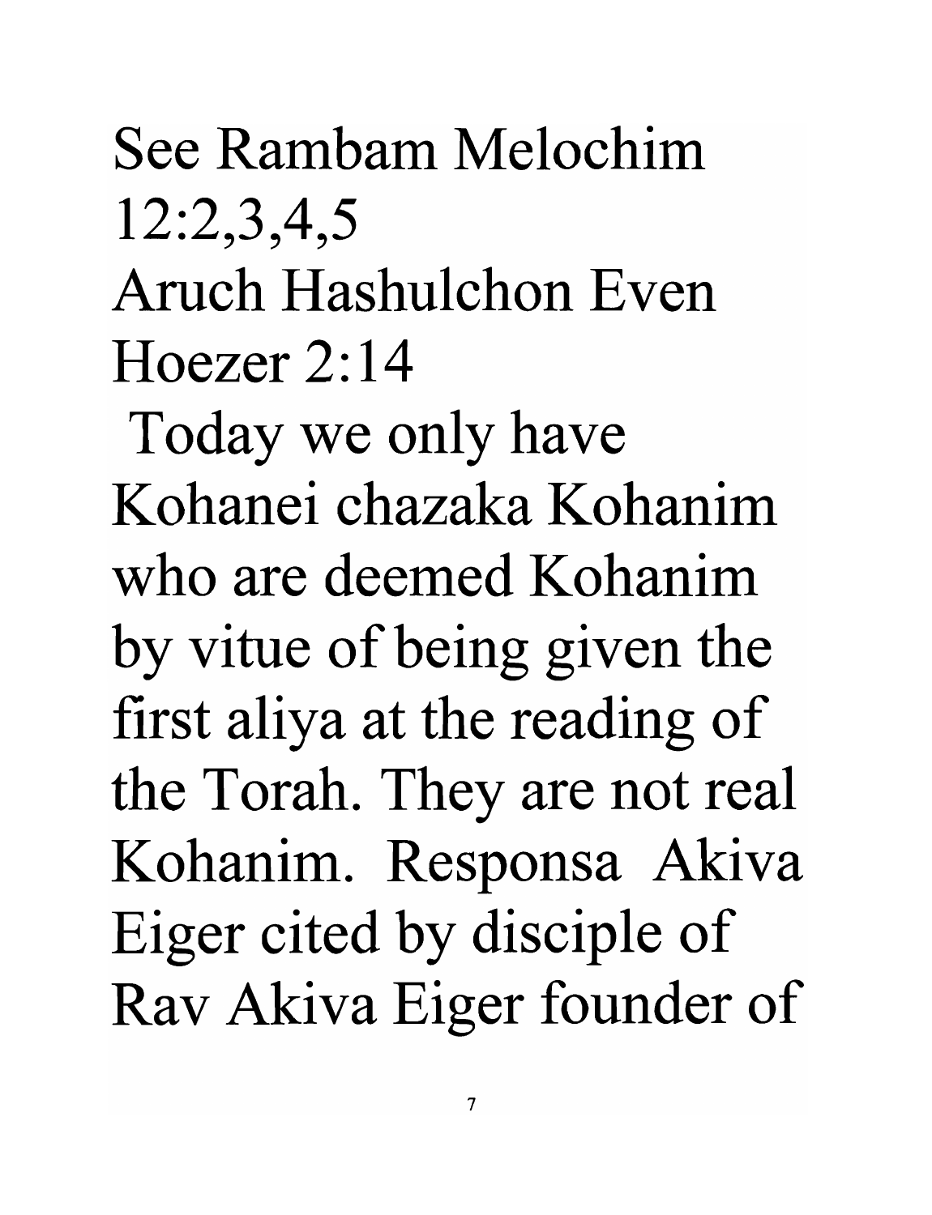See Rambam Melochim 12:2,3,4,5
Aruch Hashulchon Even Hoezer 2:14

Today we only have Kohanei chazaka Kohanim who are deemed Kohanim by vitue of being given the first aliya at the reading of the Torah. They are not real Kohanim. Responsa Akiva Eiger cited by disciple of Rav Akiva Eiger founder of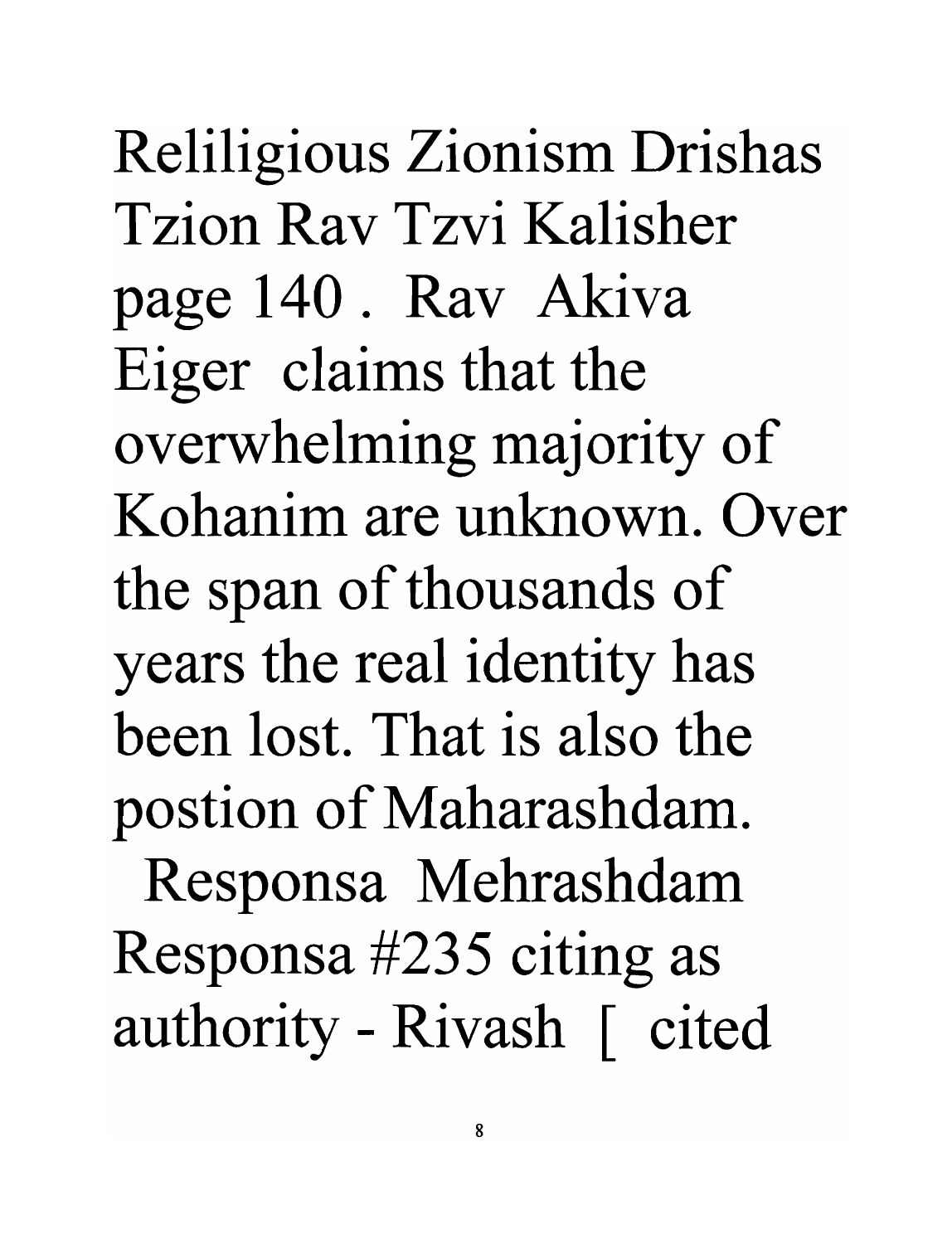Reliligious Zionism Drishas Tzion Rav Tzvi Kalisher page 140 . Rav Akiva Eiger claims that the overwhelming majority of Kohanim are unknown. Over the span of thousands of years the real identity has been lost. That is also the postion of Maharashdam.

Responsa Mehrashdam Responsa #235 citing as authority - Rivash [ cited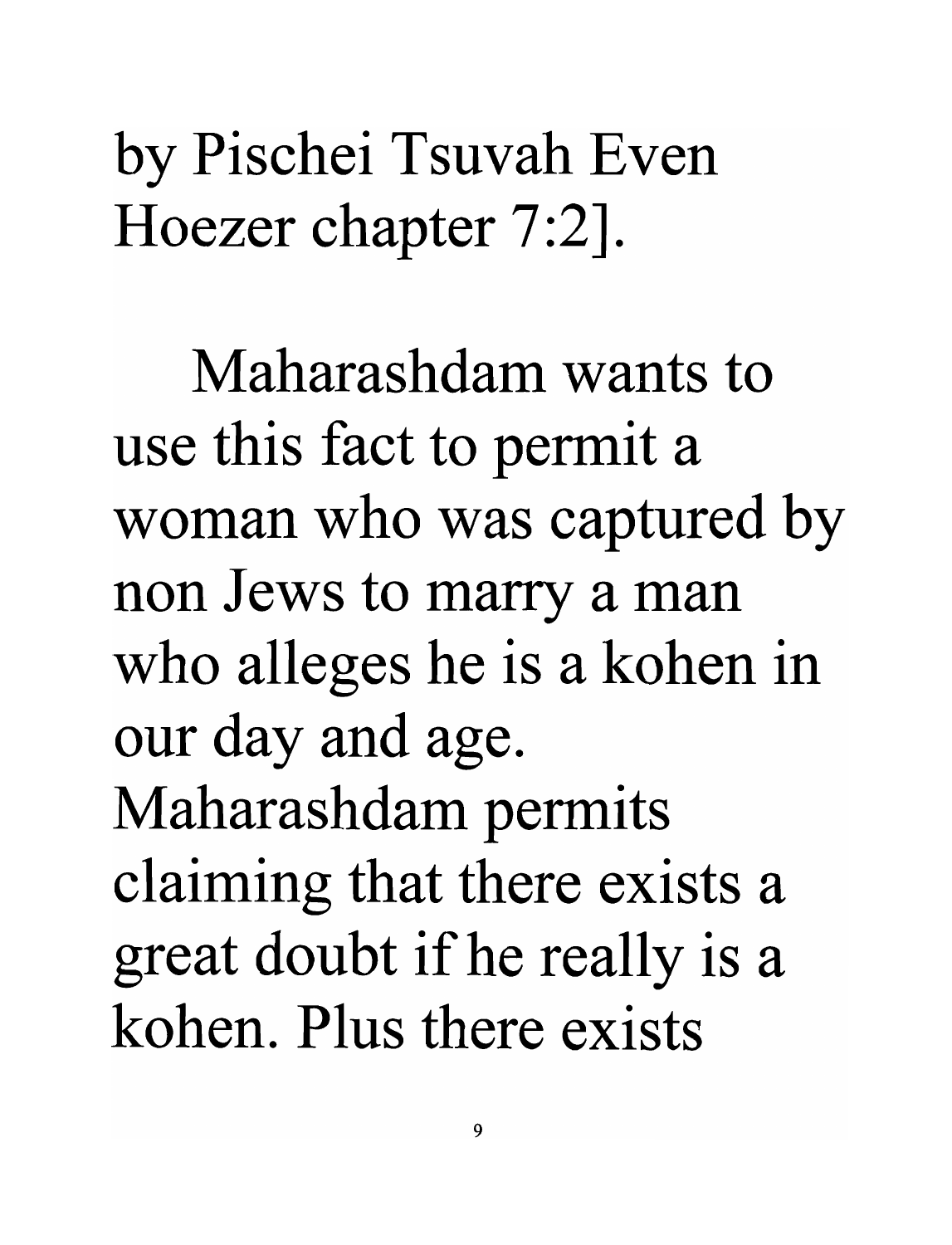by Pischei Tsuvah Even Hoezer chapter 7:2].

Maharashdam wants to use this fact to permit a woman who was captured by non Jews to marry a man who alleges he is a kohen in our day and age. Maharashdam permits claiming that there exists a great doubt if he really is a kohen. Plus there exists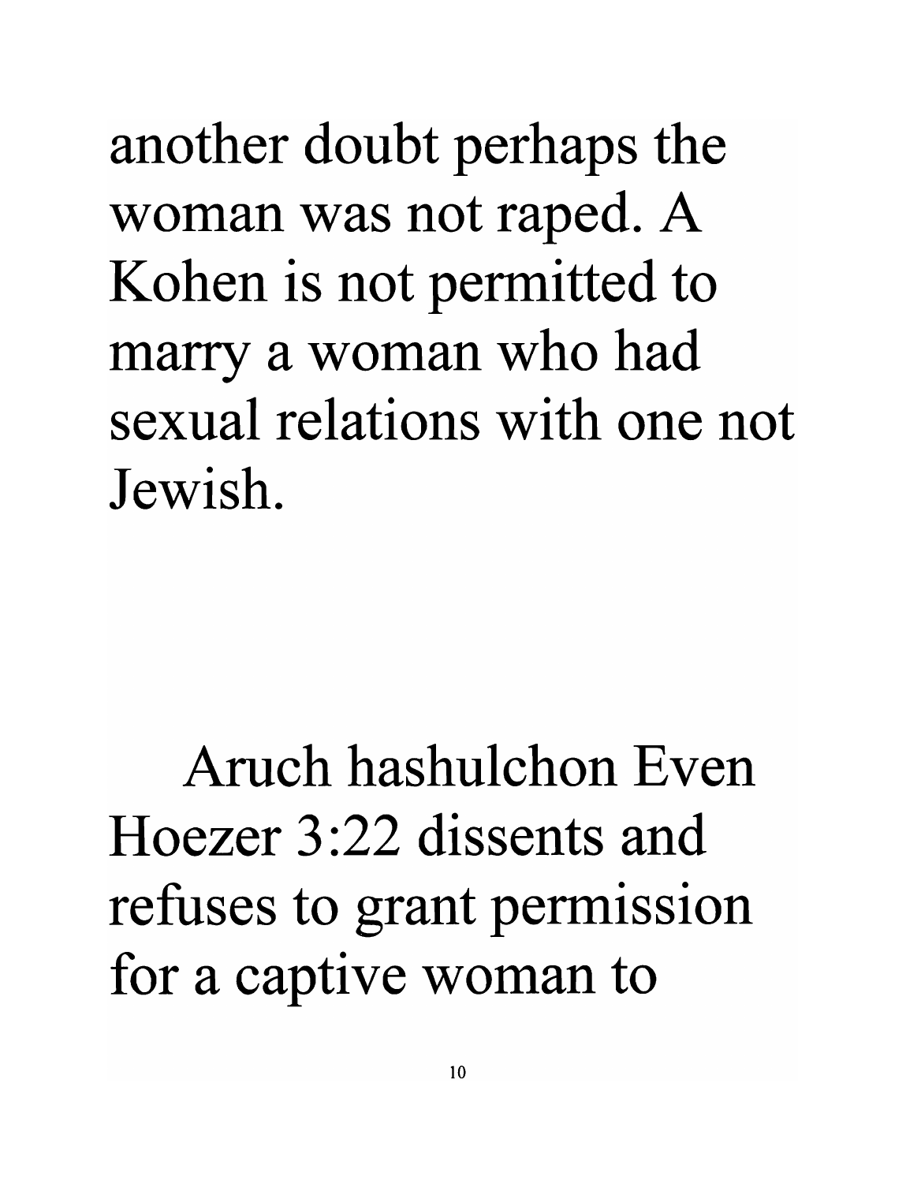another doubt perhaps the woman was not raped. A Kohen is not permitted to marry a woman who had sexual relations with one not Jewish.

Aruch hashulchon Even Hoezer 3:22 dissents and refuses to grant permission for a captive woman to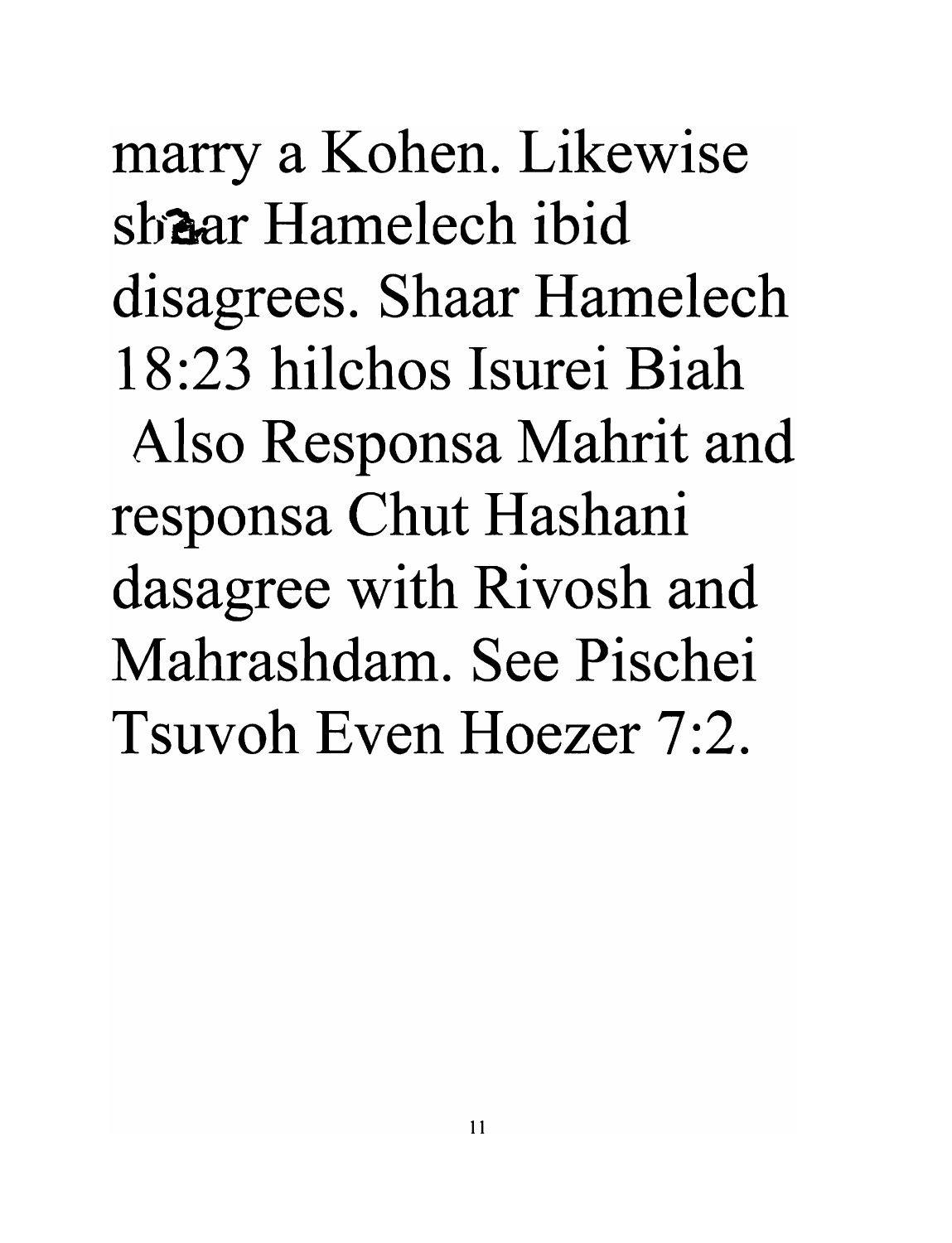marry a Kohen. Likewise shaar Hamelech ibid disagrees. Shaar Hamelech 18:23 hilchos Isurei Biah Also Responsa Mahrit and responsa Chut Hashani dasagree with Rivosh and Mahrashdam. See Pischei Tsuvoh Even Hoezer 7:2.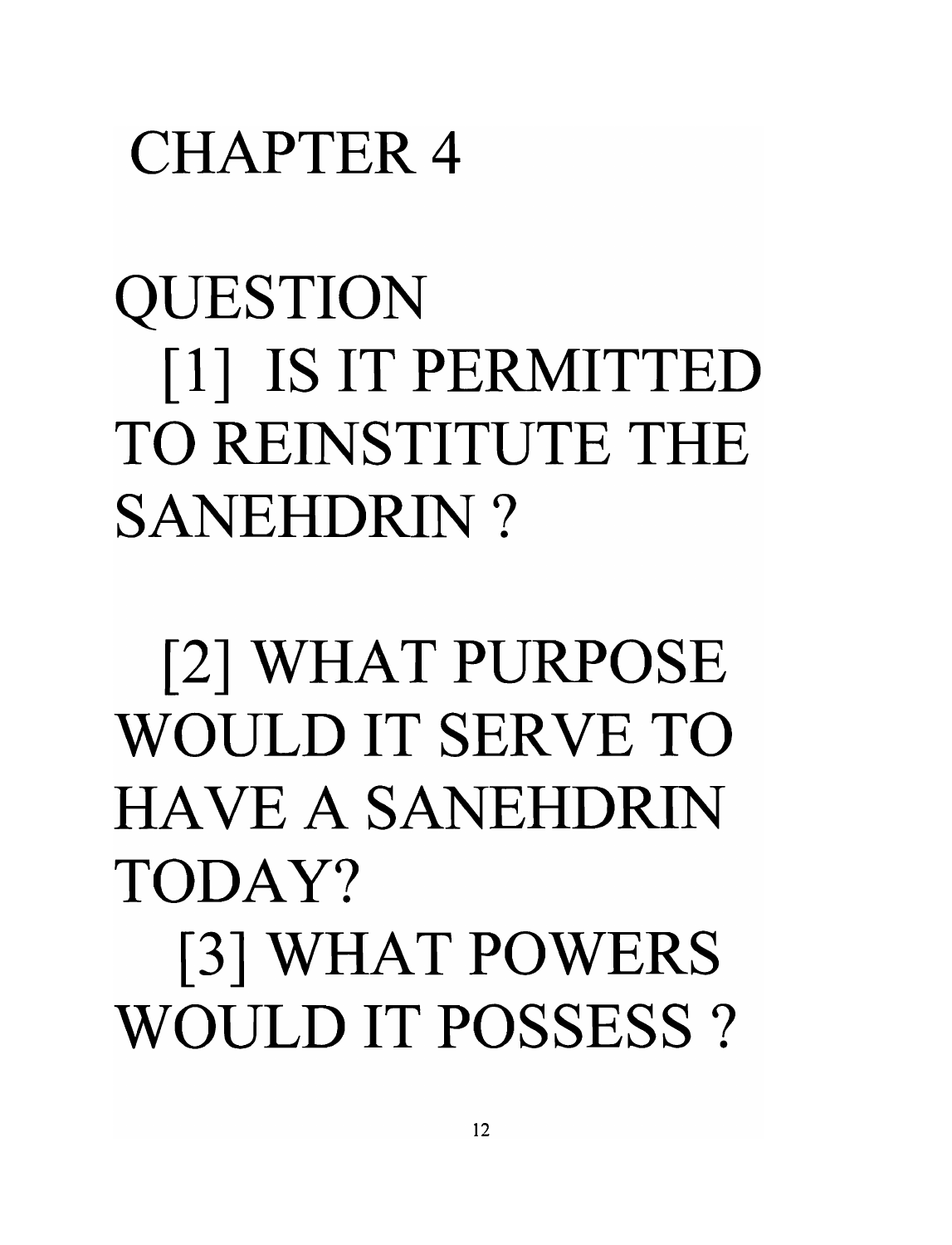# CHAPTER 4

## QUESTION

[1] IS IT PERMITTED TO REINSTITUTE THE SANEHDRIN ?

[2] WHAT PURPOSE WOULD IT SERVE TO HAVE A SANEHDRIN TODAY?

[3] WHAT POWERS WOULD IT POSSESS ?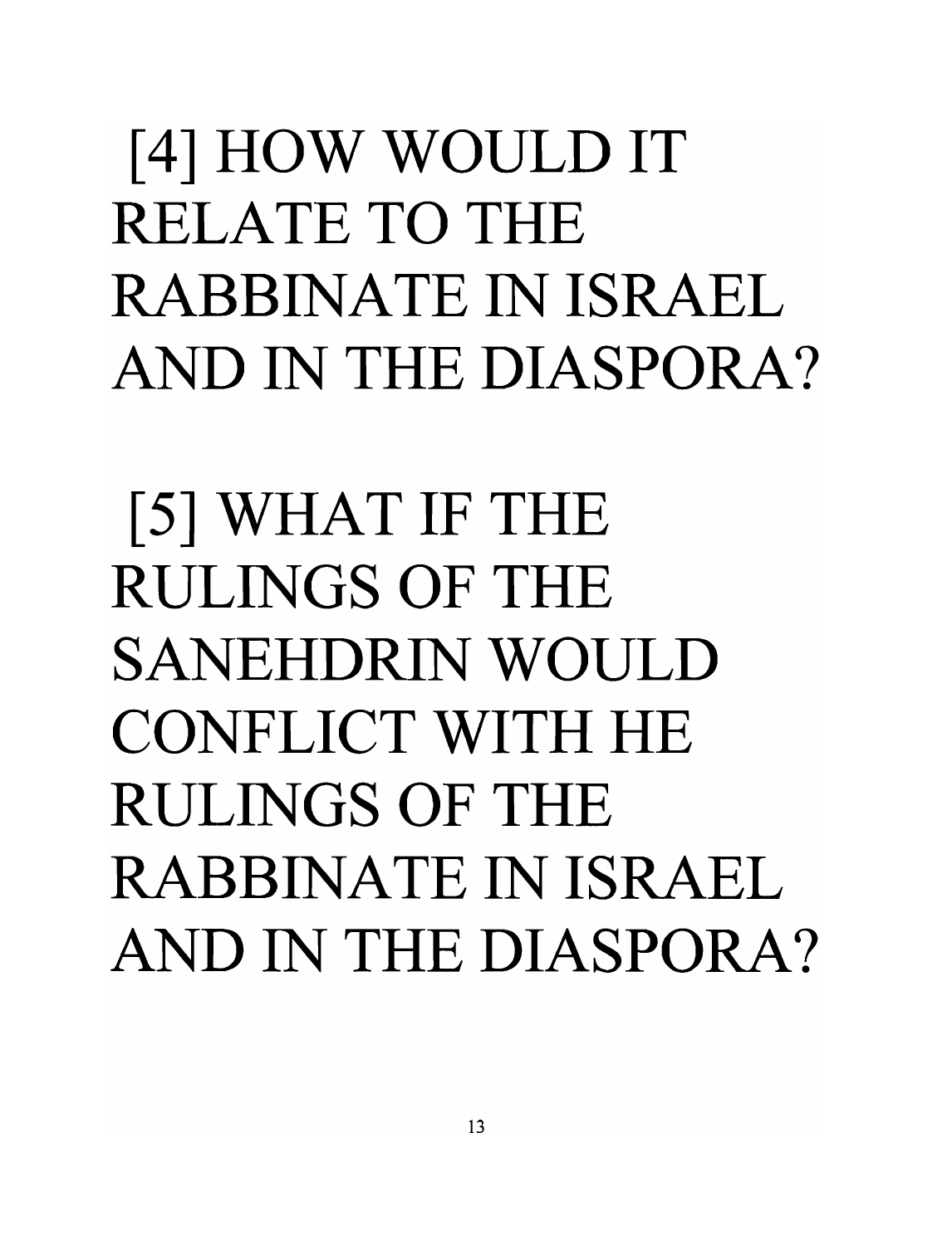[4] HOW WOULD IT RELATE TO THE RABBINATE IN ISRAEL AND IN THE DIASPORA?

[5] WHAT IF THE RULINGS OF THE SANEHDRIN WOULD CONFLICT WITH HE RULINGS OF THE RABBINATE IN ISRAEL AND IN THE DIASPORA?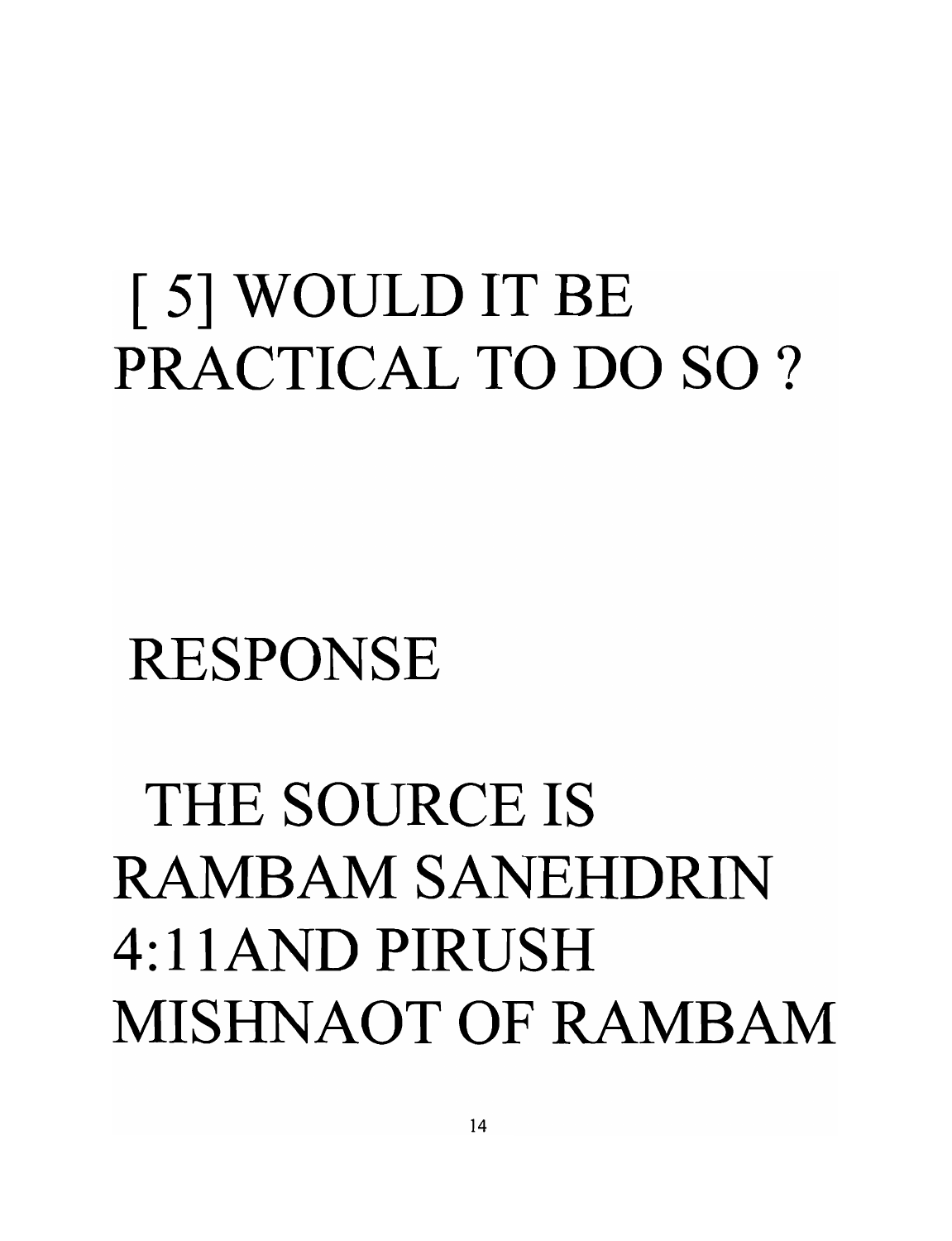# [ 5] WOULD IT BE PRACTICAL TO DO SO ?

## RESPONSE

## THE SOURCE IS RAMBAM SANEHDRIN 4:11AND PIRUSH MISHNAOT OF RAMBAM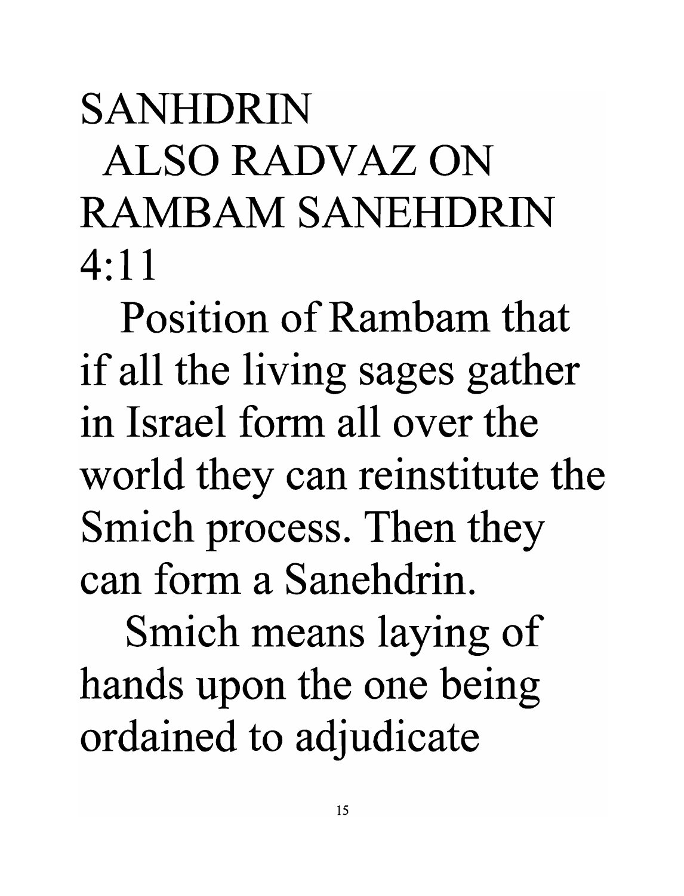SANHDRIN

ALSO RADVAZ ON RAMBAM SANEHDRIN 4:11

Position of Rambam that if all the living sages gather in Israel form all over the world they can reinstitute the Smich process. Then they can form a Sanehdrin.

Smich means laying of hands upon the one being ordained to adjudicate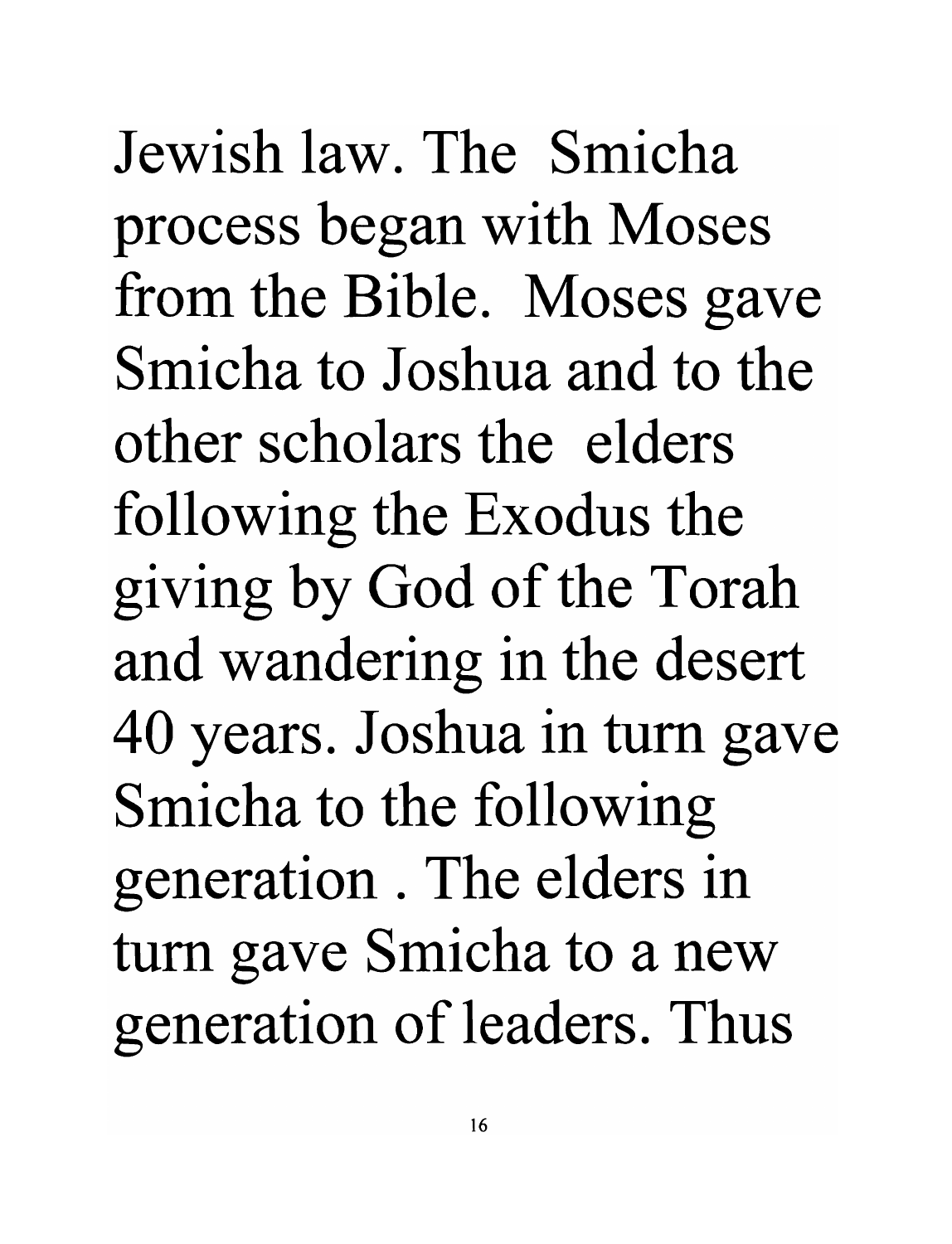Jewish law. The Smicha process began with Moses from the Bible. Moses gave Smicha to Joshua and to the other scholars the elders following the Exodus the giving by God of the Torah and wandering in the desert 40 years. Joshua in turn gave Smicha to the following generation . The elders in turn gave Smicha to a new generation of leaders. Thus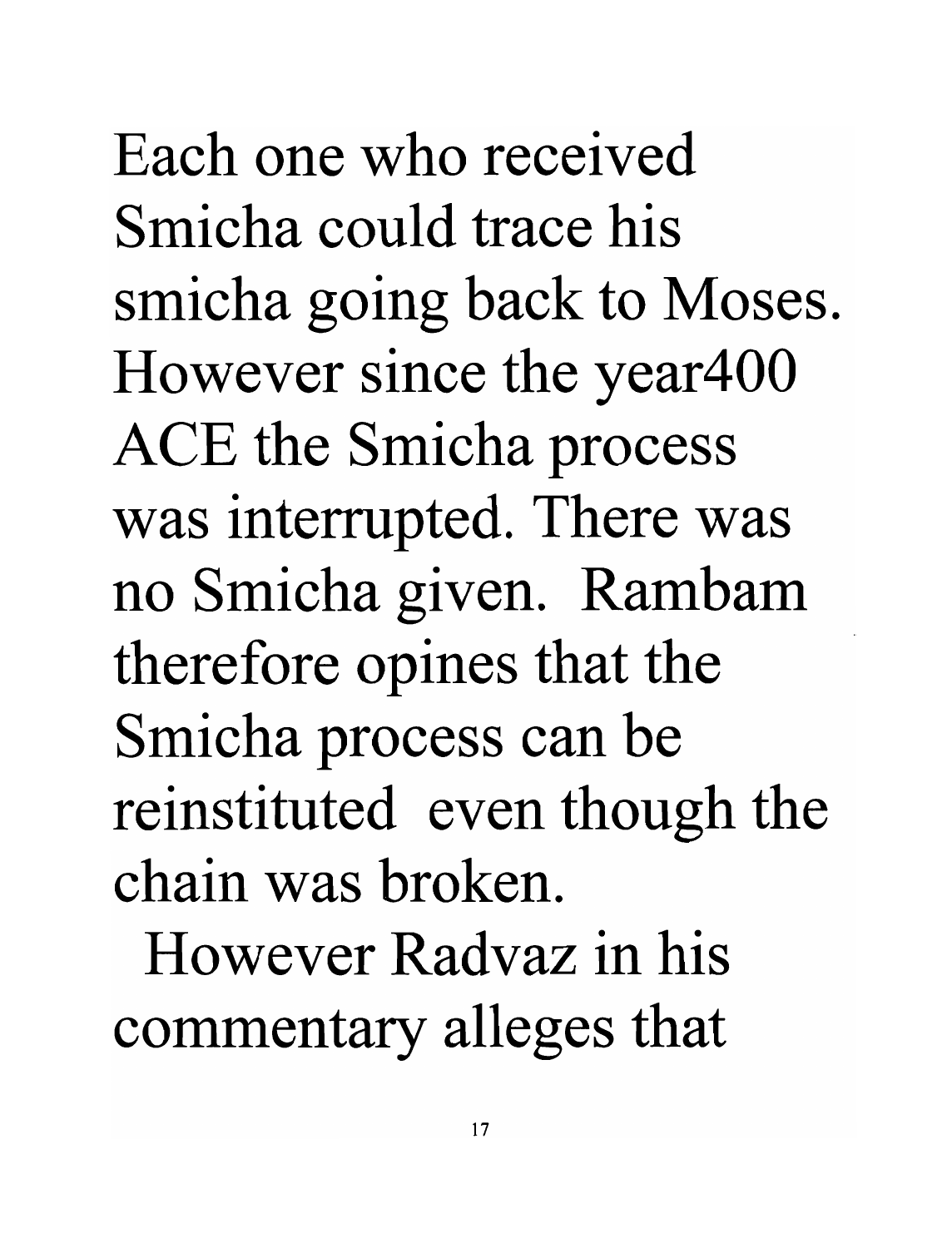Each one who received Smicha could trace his smicha going back to Moses. However since the year400 ACE the Smicha process was interrupted. There was no Smicha given. Rambam therefore opines that the Smicha process can be reinstituted even though the chain was broken.

However Radvaz in his commentary alleges that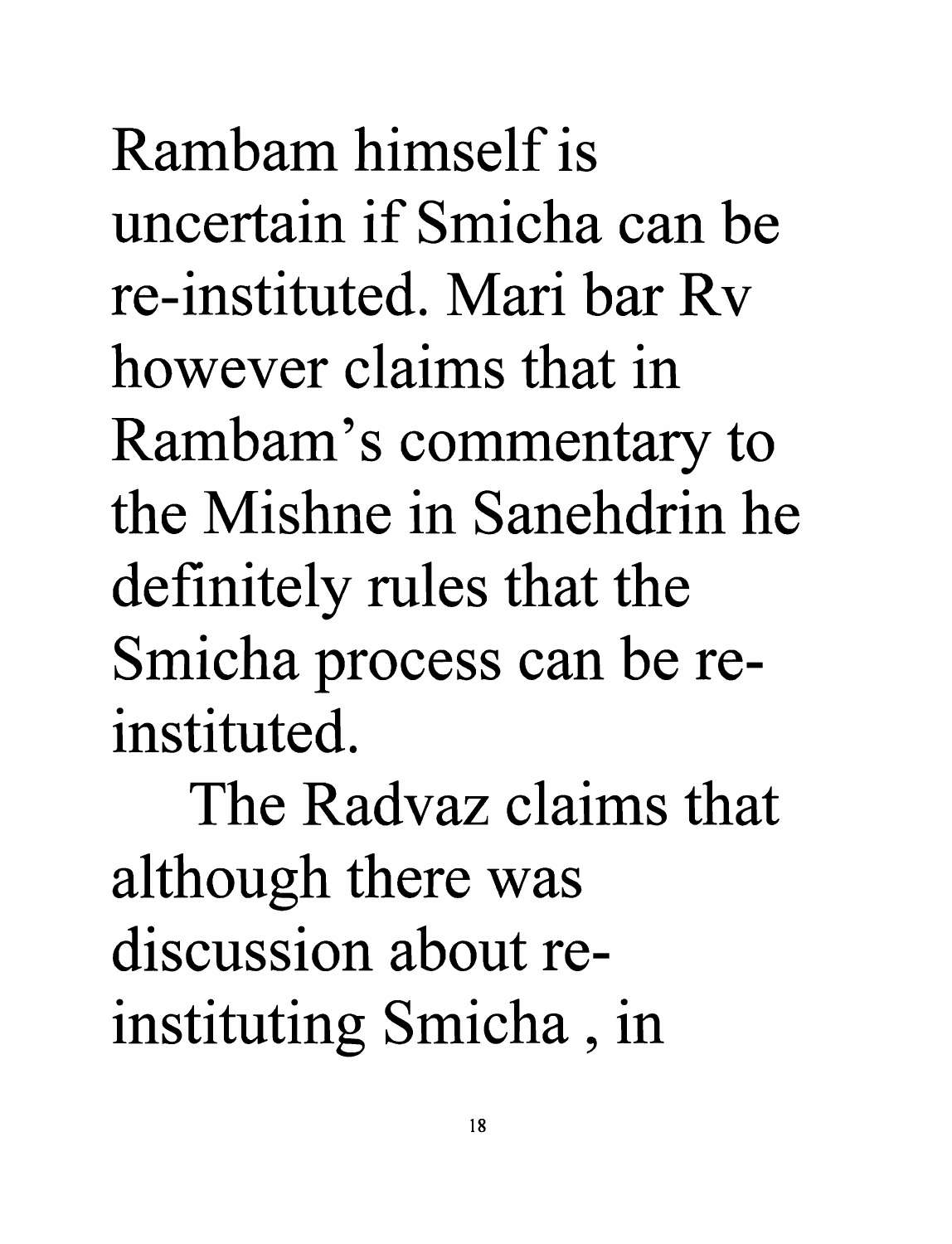Rambam himself is uncertain if Smicha can be re-instituted. Mari bar Rv however claims that in Rambam's commentary to the Mishne in Sanehdrin he definitely rules that the Smicha process can be re-instituted.

The Radvaz claims that although there was discussion about re-instituting Smicha , in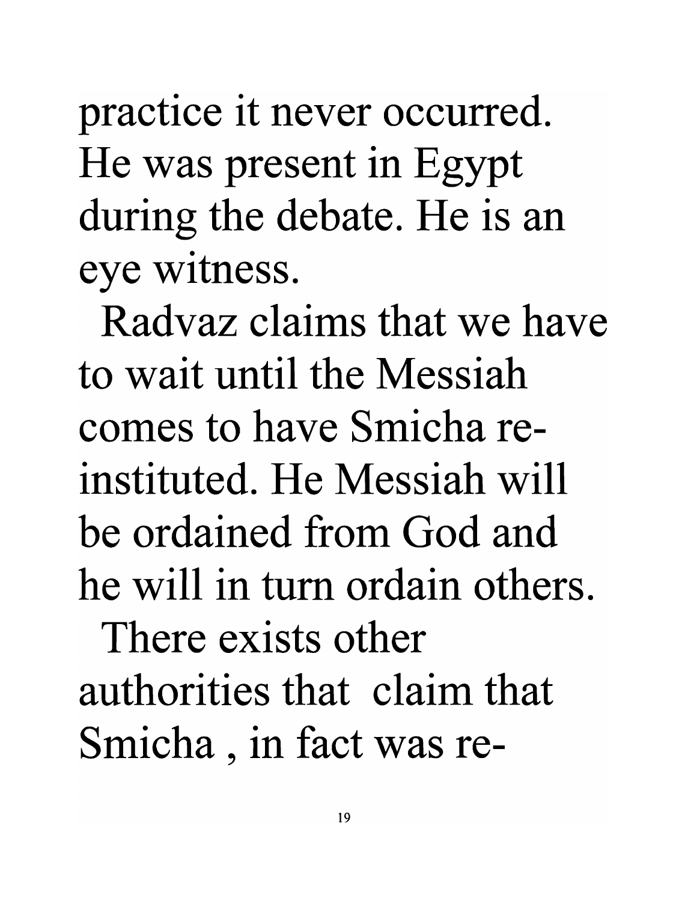practice it never occurred. He was present in Egypt during the debate. He is an eye witness.

Radvaz claims that we have to wait until the Messiah comes to have Smicha re-instituted. He Messiah will be ordained from God and he will in turn ordain others.

There exists other authorities that claim that Smicha , in fact was re-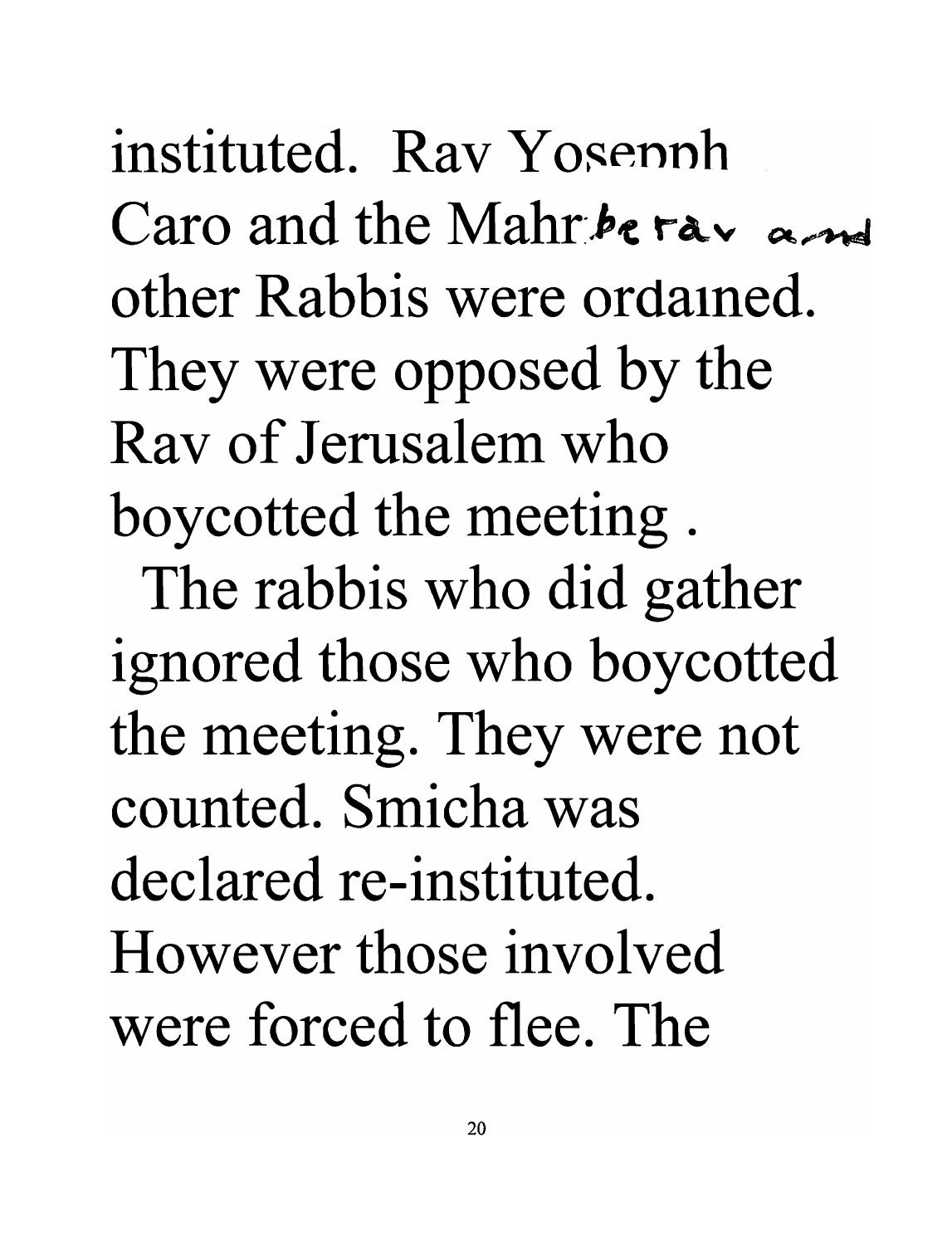instituted. Rav Yosepph Caro and the Mahr·berav and other Rabbis were ordained. They were opposed by the Rav of Jerusalem who boycotted the meeting .

The rabbis who did gather ignored those who boycotted the meeting. They were not counted. Smicha was declared re-instituted. However those involved were forced to flee. The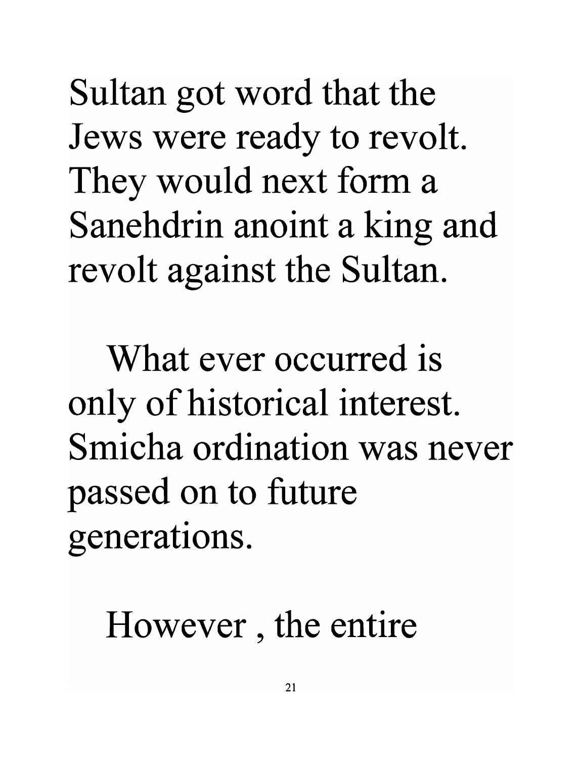Sultan got word that the Jews were ready to revolt. They would next form a Sanehdrin anoint a king and revolt against the Sultan.

What ever occurred is only of historical interest. Smicha ordination was never passed on to future generations.

However , the entire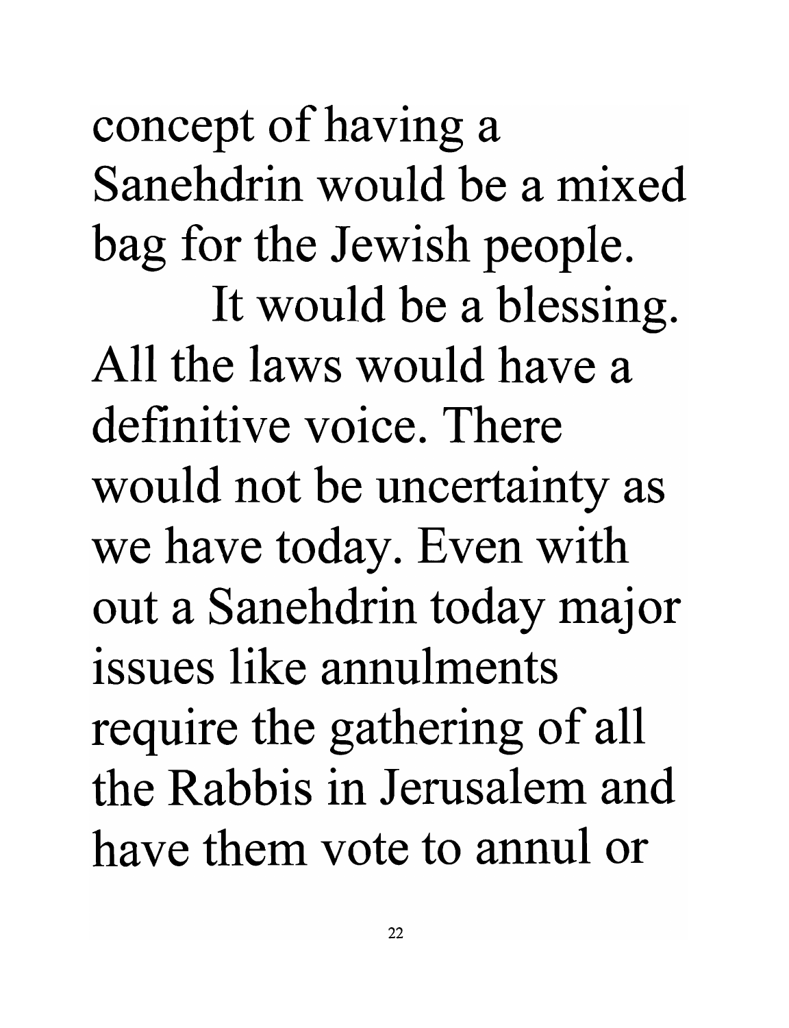concept of having a Sanehdrin would be a mixed bag for the Jewish people.

It would be a blessing. All the laws would have a definitive voice. There would not be uncertainty as we have today. Even with out a Sanehdrin today major issues like annulments require the gathering of all the Rabbis in Jerusalem and have them vote to annul or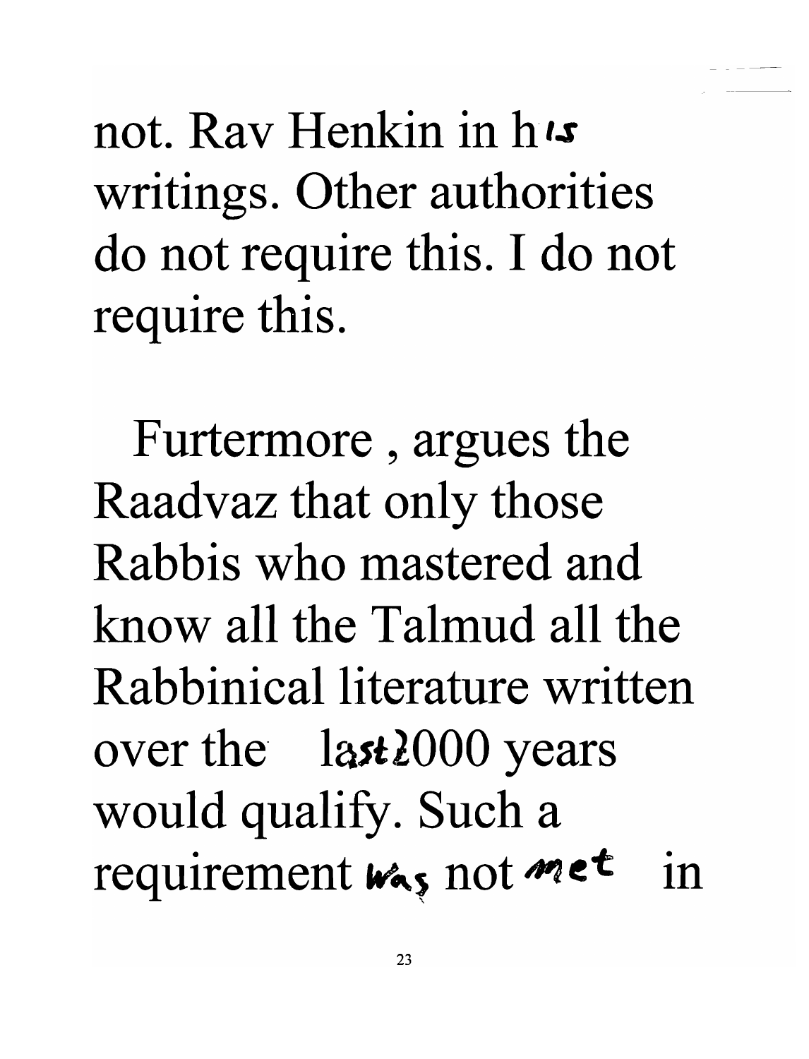not. Rav Henkin in his writings. Other authorities do not require this. I do not require this.

Furtermore , argues the Raadvaz that only those Rabbis who mastered and know all the Talmud all the Rabbinical literature written over the last 2000 years would qualify. Such a requirement was not met in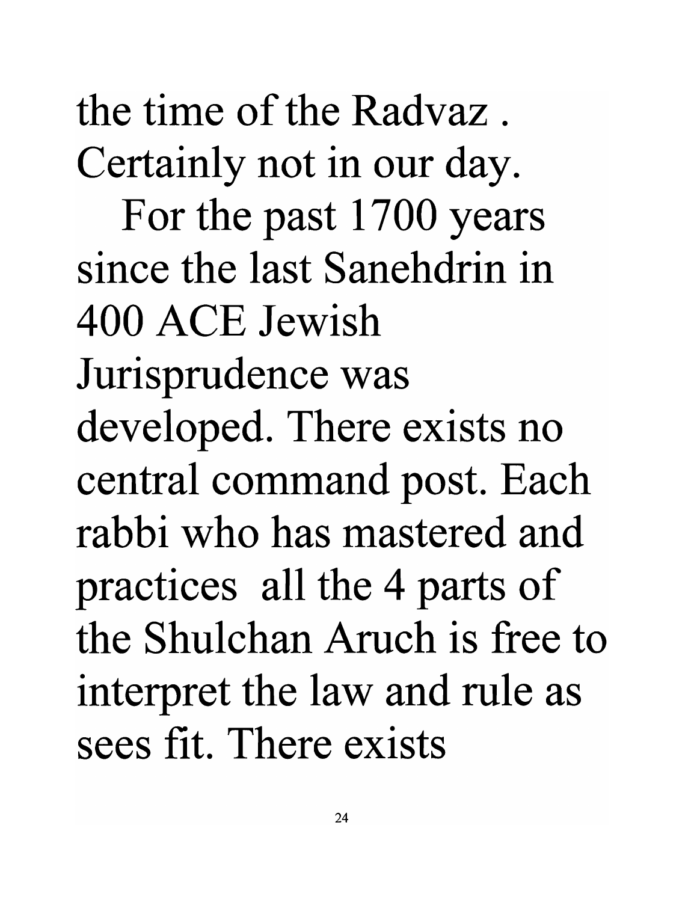the time of the Radvaz . Certainly not in our day.

For the past 1700 years since the last Sanehdrin in 400 ACE Jewish Jurisprudence was developed. There exists no central command post. Each rabbi who has mastered and practices all the 4 parts of the Shulchan Aruch is free to interpret the law and rule as sees fit. There exists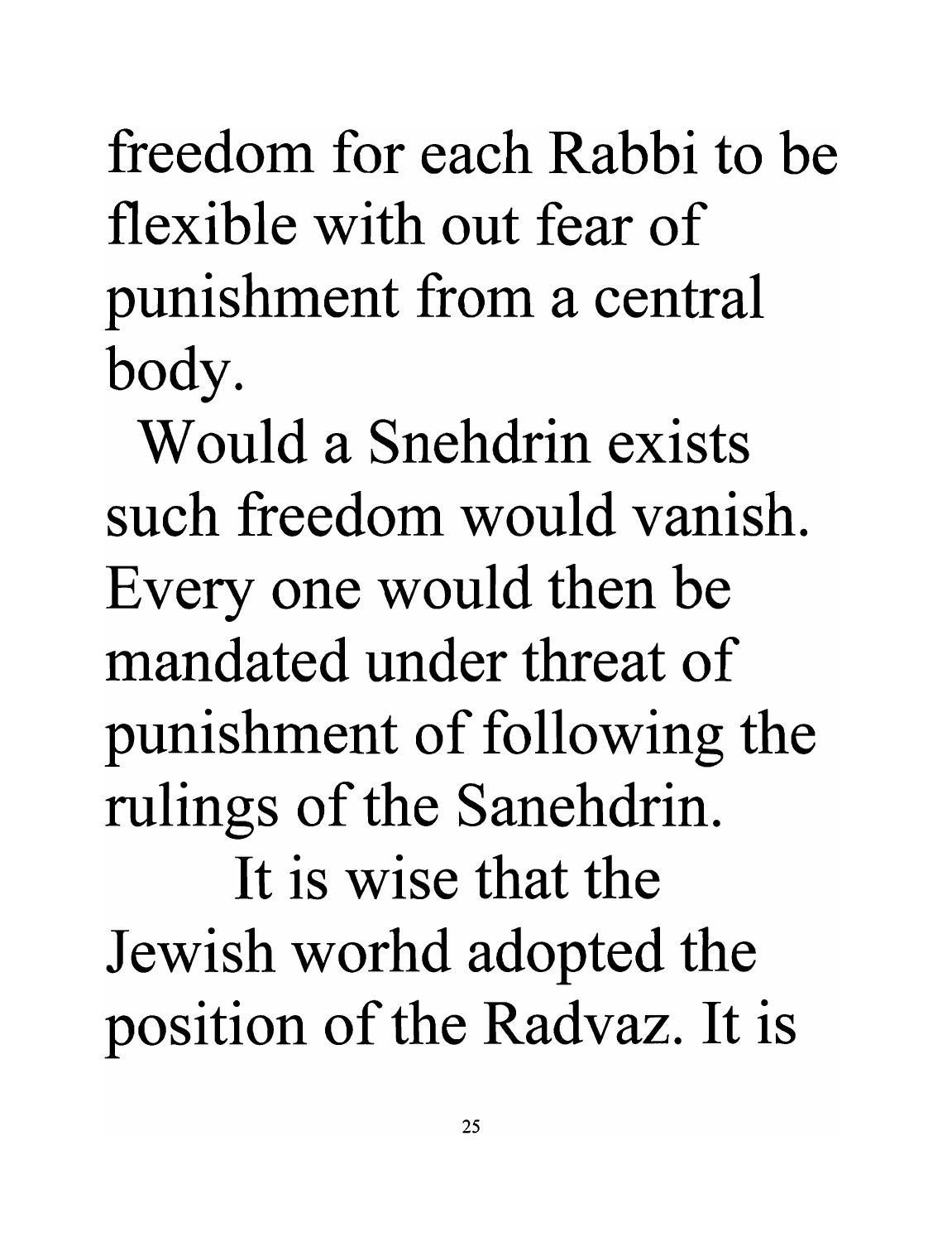freedom for each Rabbi to be flexible with out fear of punishment from a central body.

Would a Snehdrin exists such freedom would vanish. Every one would then be mandated under threat of punishment of following the rulings of the Sanehdrin.

It is wise that the Jewish worhd adopted the position of the Radvaz. It is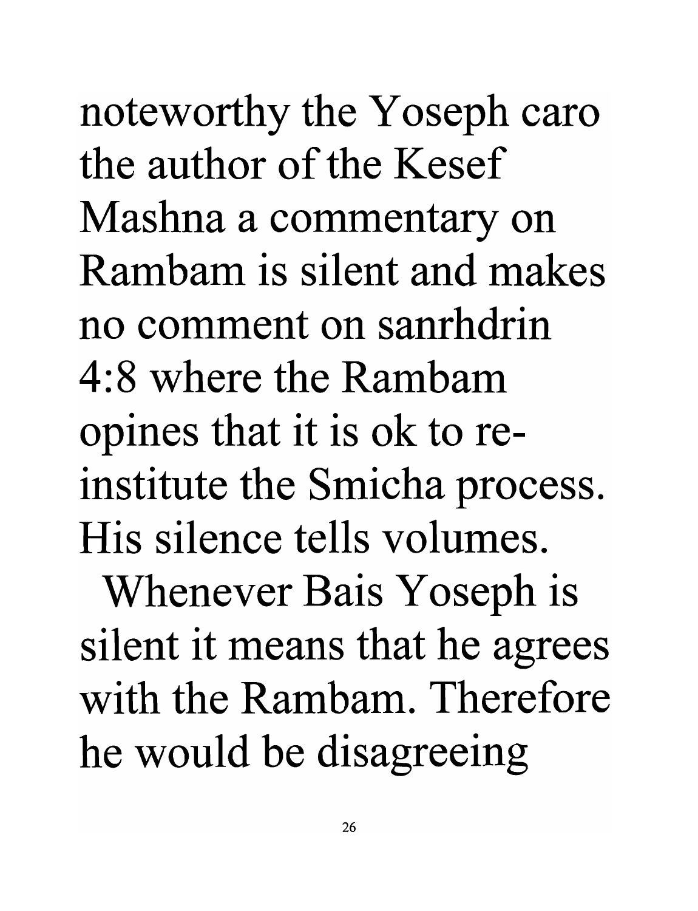noteworthy the Yoseph caro the author of the Kesef Mashna a commentary on Rambam is silent and makes no comment on sanrhdrin 4:8 where the Rambam opines that it is ok to re-institute the Smicha process. His silence tells volumes.

Whenever Bais Yoseph is silent it means that he agrees with the Rambam. Therefore he would be disagreeing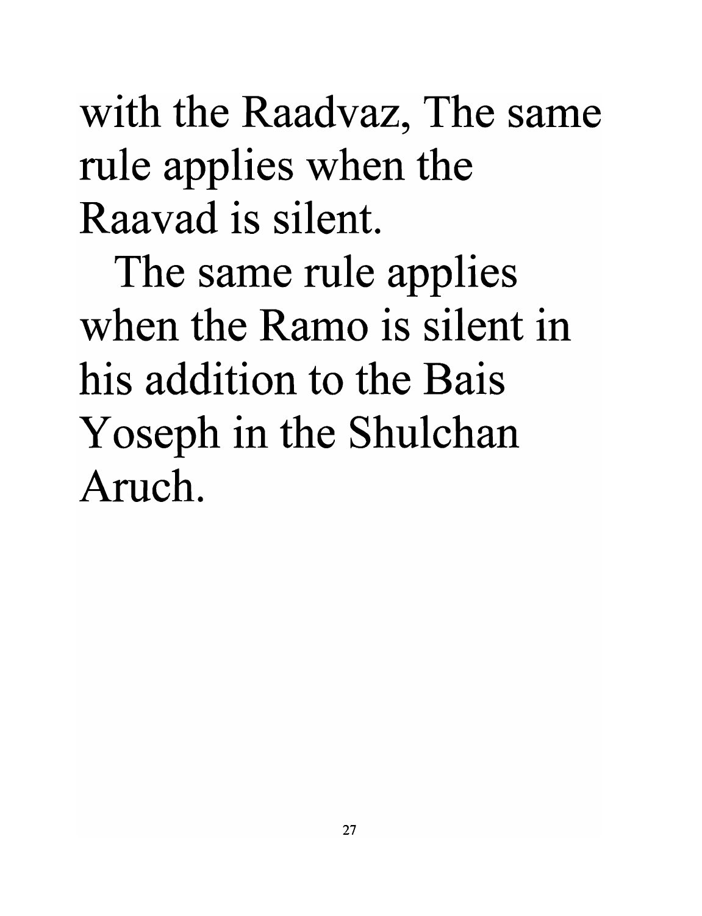with the Raadvaz, The same rule applies when the Raavad is silent.

The same rule applies when the Ramo is silent in his addition to the Bais Yoseph in the Shulchan Aruch.